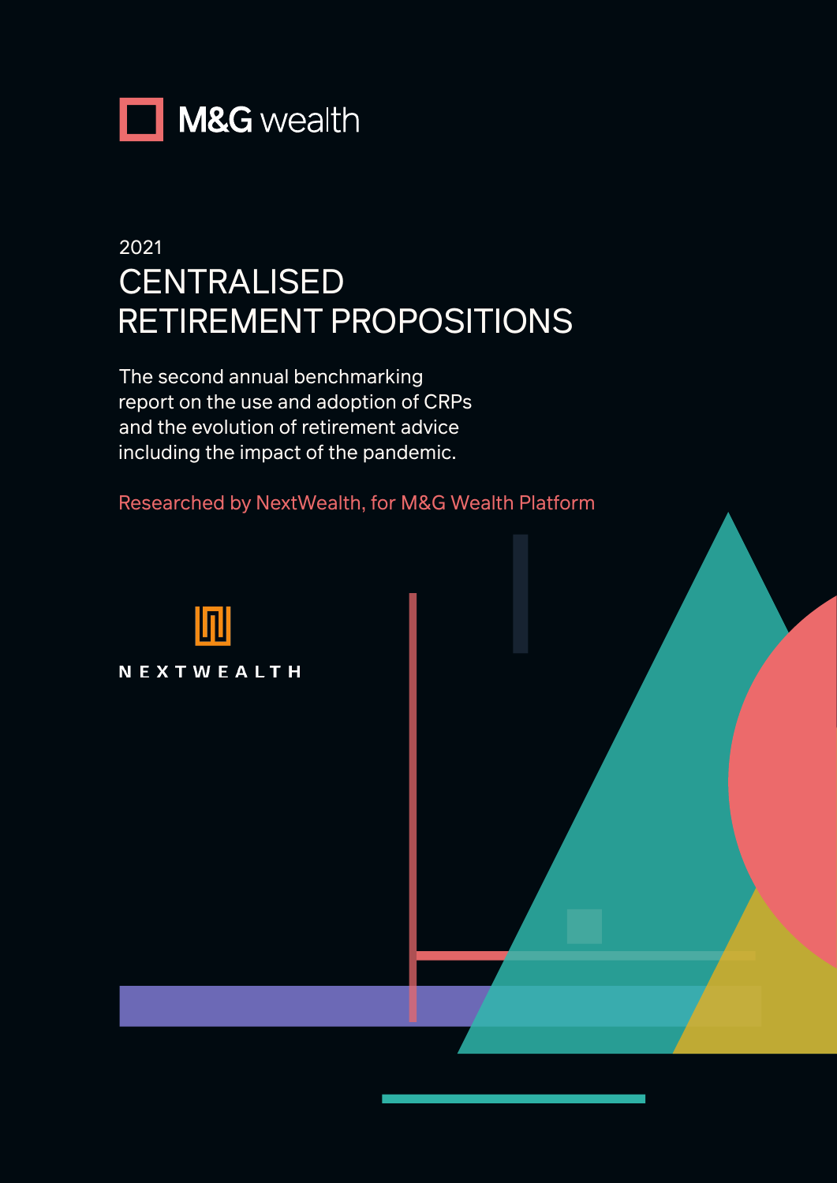M&G wealth

2021

# CENTRALISED RETIREMENT PROPOSITIONS

The second annual benchmarking report on the use and adoption of CRPs and the evolution of retirement advice including the impact of the pandemic.

Researched by NextWealth, for M&G Wealth Platform

NEXTWEALTH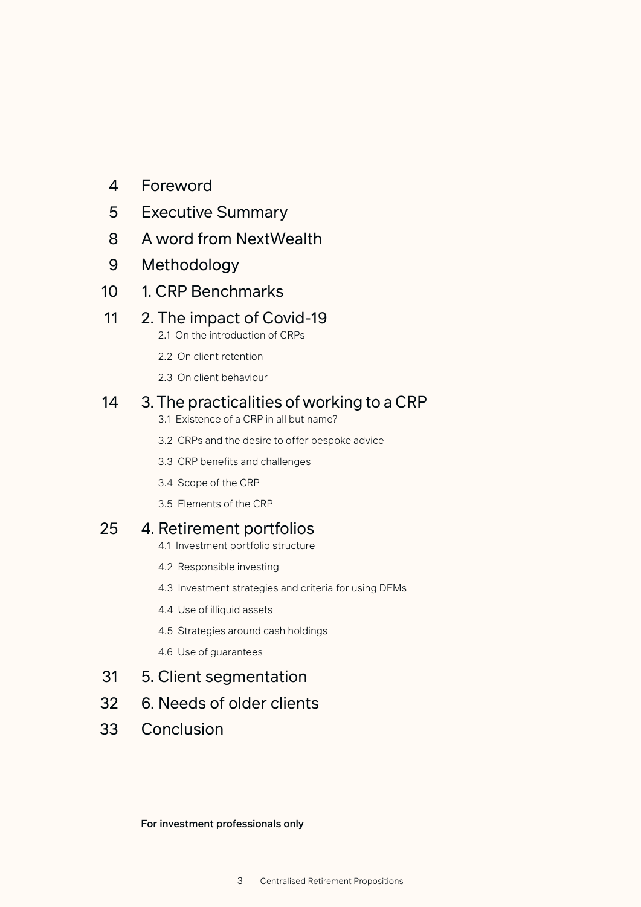| | |
|---|---|
| 4 | Foreword |
| 5 | Executive Summary |
| 8 | A word from NextWealth |
| 9 | Methodology |
| 10 | 1. CRP Benchmarks |
| 11 | 2. The impact of Covid-19 |
| | 2.1 On the introduction of CRPs |
| | 2.2 On client retention |
| | 2.3 On client behaviour |
| 14 | 3. The practicalities of working to a CRP |
| | 3.1 Existence of a CRP in all but name? |
| | 3.2 CRPs and the desire to offer bespoke advice |
| | 3.3 CRP benefits and challenges |
| | 3.4 Scope of the CRP |
| | 3.5 Elements of the CRP |
| 25 | 4. Retirement portfolios |
| | 4.1 Investment portfolio structure |
| | 4.2 Responsible investing |
| | 4.3 Investment strategies and criteria for using DFMs |
| | 4.4 Use of illiquid assets |
| | 4.5 Strategies around cash holdings |
| | 4.6 Use of guarantees |
| 31 | 5. Client segmentation |
| 32 | 6. Needs of older clients |
| 33 | Conclusion |

**For investment professionals only**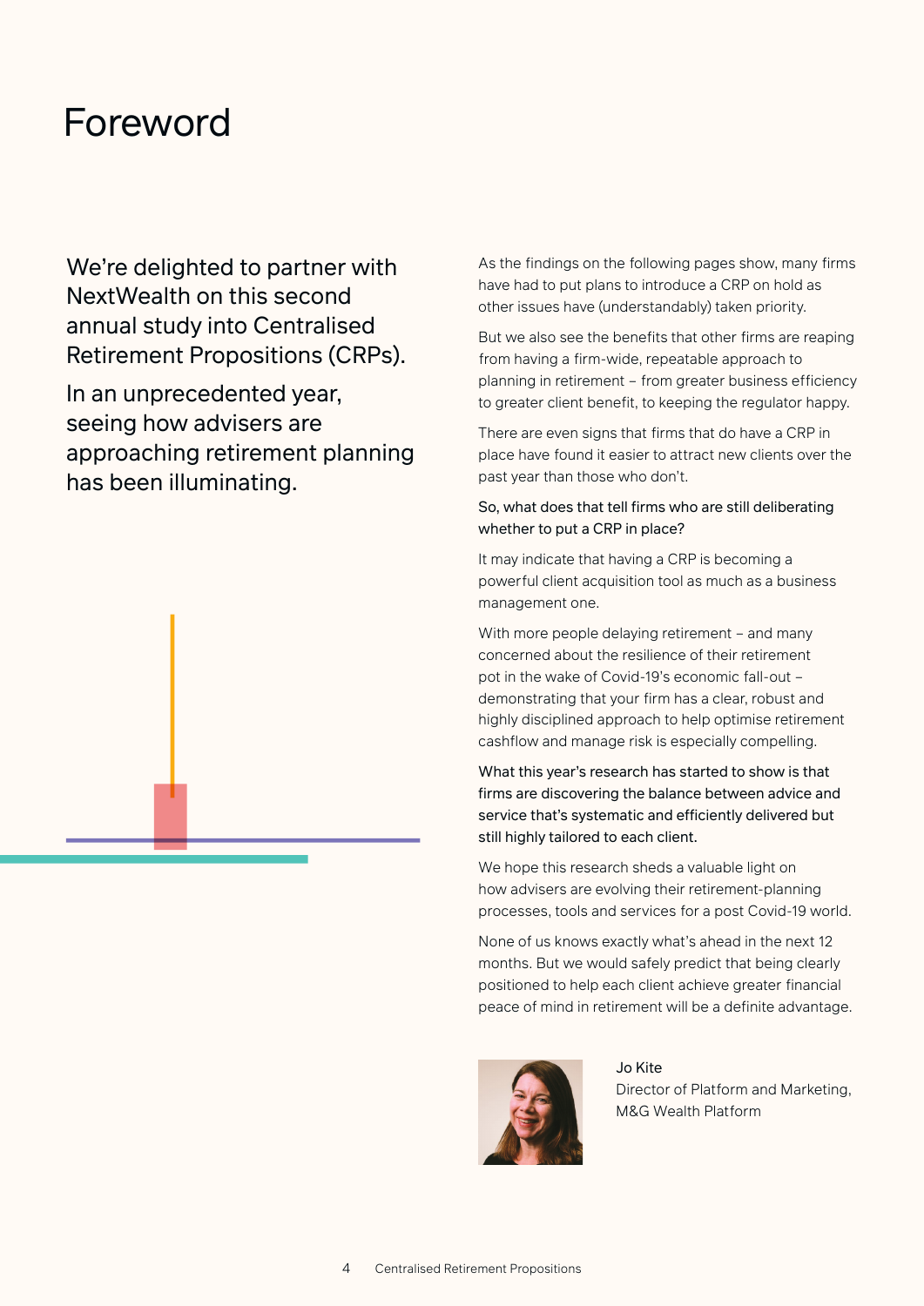# Foreword

We're delighted to partner with NextWealth on this second annual study into Centralised Retirement Propositions (CRPs).

In an unprecedented year, seeing how advisers are approaching retirement planning has been illuminating.

As the findings on the following pages show, many firms have had to put plans to introduce a CRP on hold as other issues have (understandably) taken priority.

But we also see the benefits that other firms are reaping from having a firm-wide, repeatable approach to planning in retirement – from greater business efficiency to greater client benefit, to keeping the regulator happy.

There are even signs that firms that do have a CRP in place have found it easier to attract new clients over the past year than those who don't.

So, what does that tell firms who are still deliberating whether to put a CRP in place?

It may indicate that having a CRP is becoming a powerful client acquisition tool as much as a business management one.

With more people delaying retirement – and many concerned about the resilience of their retirement pot in the wake of Covid-19's economic fall-out – demonstrating that your firm has a clear, robust and highly disciplined approach to help optimise retirement cashflow and manage risk is especially compelling.

What this year's research has started to show is that firms are discovering the balance between advice and service that's systematic and efficiently delivered but still highly tailored to each client.

We hope this research sheds a valuable light on how advisers are evolving their retirement-planning processes, tools and services for a post Covid-19 world.

None of us knows exactly what's ahead in the next 12 months. But we would safely predict that being clearly positioned to help each client achieve greater financial peace of mind in retirement will be a definite advantage.

Jo Kite
Director of Platform and Marketing,
M&G Wealth Platform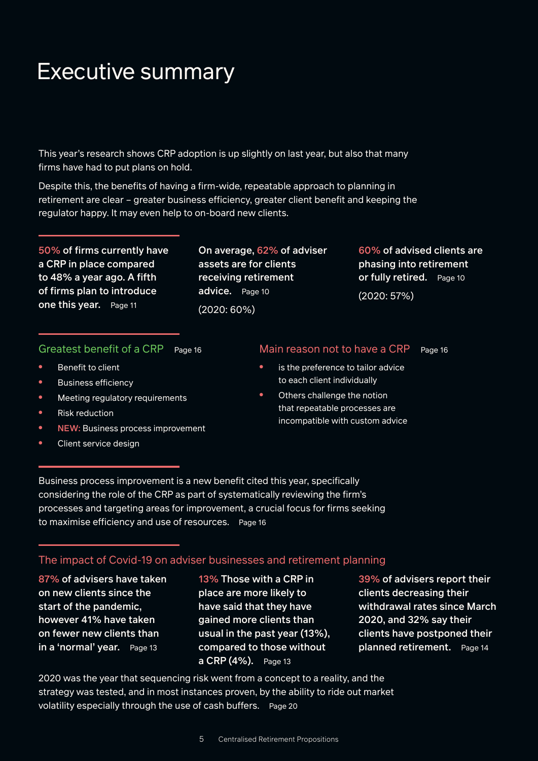# Executive summary

This year's research shows CRP adoption is up slightly on last year, but also that many firms have had to put plans on hold.

Despite this, the benefits of having a firm-wide, repeatable approach to planning in retirement are clear – greater business efficiency, greater client benefit and keeping the regulator happy. It may even help to on-board new clients.

**50% of firms currently have a CRP in place compared to 48% a year ago. A fifth of firms plan to introduce one this year.** Page 11

**On average, 62% of adviser assets are for clients receiving retirement advice.** Page 10

(2020: 60%)

**60% of advised clients are phasing into retirement or fully retired.** Page 10

(2020: 57%)

## Greatest benefit of a CRP Page 16

- Benefit to client
- Business efficiency
- Meeting regulatory requirements
- Risk reduction
- NEW: Business process improvement
- Client service design

## Main reason not to have a CRP Page 16

- is the preference to tailor advice to each client individually
- Others challenge the notion that repeatable processes are incompatible with custom advice

Business process improvement is a new benefit cited this year, specifically considering the role of the CRP as part of systematically reviewing the firm's processes and targeting areas for improvement, a crucial focus for firms seeking to maximise efficiency and use of resources. Page 16

## The impact of Covid-19 on adviser businesses and retirement planning

**87% of advisers have taken on new clients since the start of the pandemic, however 41% have taken on fewer new clients than in a 'normal' year.** Page 13

**13% Those with a CRP in place are more likely to have said that they have gained more clients than usual in the past year (13%), compared to those without a CRP (4%).** Page 13

**39% of advisers report their clients decreasing their withdrawal rates since March 2020, and 32% say their clients have postponed their planned retirement.** Page 14

2020 was the year that sequencing risk went from a concept to a reality, and the strategy was tested, and in most instances proven, by the ability to ride out market volatility especially through the use of cash buffers. Page 20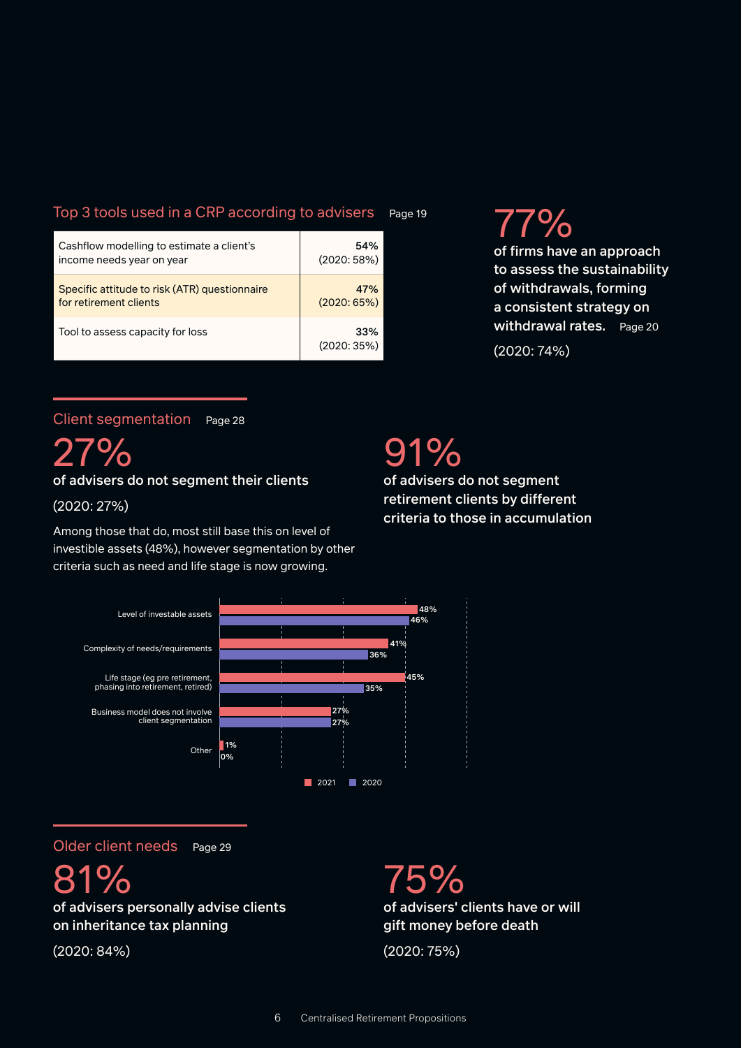## Top 3 tools used in a CRP according to advisers Page 19

| Tool | 2021 |
|---|---|
| Cashflow modelling to estimate a client's income needs year on year | **54%** (2020: 58%) |
| Specific attitude to risk (ATR) questionnaire for retirement clients | **47%** (2020: 65%) |
| Tool to assess capacity for loss | **33%** (2020: 35%) |

**77%**

**of firms have an approach to assess the sustainability of withdrawals, forming a consistent strategy on withdrawal rates.** Page 20

(2020: 74%)

## Client segmentation Page 28

**27%**

**of advisers do not segment their clients**

(2020: 27%)

Among those that do, most still base this on level of investible assets (48%), however segmentation by other criteria such as need and life stage is now growing.

**91%**

**of advisers do not segment retirement clients by different criteria to those in accumulation**

| | 2021 | 2020 |
|---|---|---|
| Level of investable assets | 48% | 46% |
| Complexity of needs/requirements | 41% | 36% |
| Life stage (eg pre retirement, phasing into retirement, retired) | 45% | 35% |
| Business model does not involve client segmentation | 27% | 27% |
| Other | 1% | 0% |

## Older client needs Page 29

**81%**

**of advisers personally advise clients on inheritance tax planning**

(2020: 84%)

**75%**

**of advisers' clients have or will gift money before death**

(2020: 75%)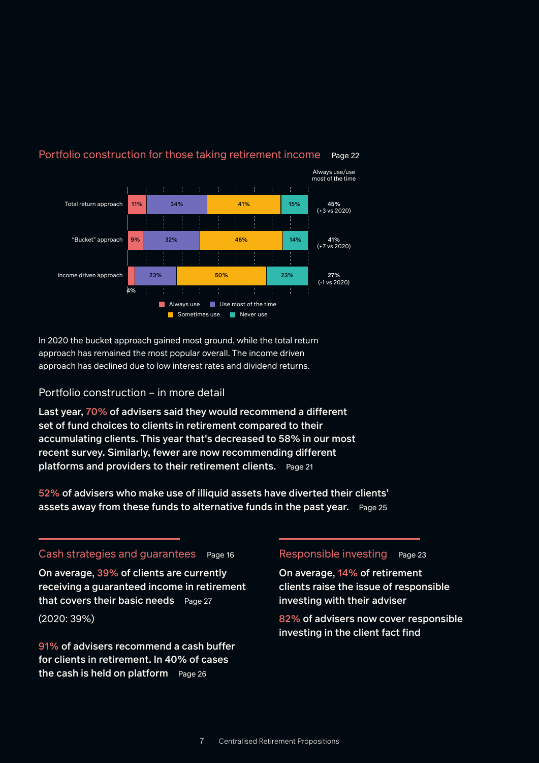## Portfolio construction for those taking retirement income Page 22

| | Always use | Use most of the time | Sometimes use | Never use | Always use/use most of the time |
|---|---|---|---|---|---|
| Total return approach | 11% | 34% | 41% | 15% | 45% (+3 vs 2020) |
| "Bucket" approach | 9% | 32% | 46% | 14% | 41% (+7 vs 2020) |
| Income driven approach | 4% | 23% | 50% | 23% | 27% (-1 vs 2020) |

In 2020 the bucket approach gained most ground, while the total return approach has remained the most popular overall. The income driven approach has declined due to low interest rates and dividend returns.

### Portfolio construction – in more detail

**Last year, 70% of advisers said they would recommend a different set of fund choices to clients in retirement compared to their accumulating clients. This year that's decreased to 58% in our most recent survey. Similarly, fewer are now recommending different platforms and providers to their retirement clients.** Page 21

**52% of advisers who make use of illiquid assets have diverted their clients' assets away from these funds to alternative funds in the past year.** Page 25

## Cash strategies and guarantees Page 16

**On average, 39% of clients are currently receiving a guaranteed income in retirement that covers their basic needs** Page 27

(2020: 39%)

**91% of advisers recommend a cash buffer for clients in retirement. In 40% of cases the cash is held on platform** Page 26

## Responsible investing Page 23

**On average, 14% of retirement clients raise the issue of responsible investing with their adviser**

**82% of advisers now cover responsible investing in the client fact find**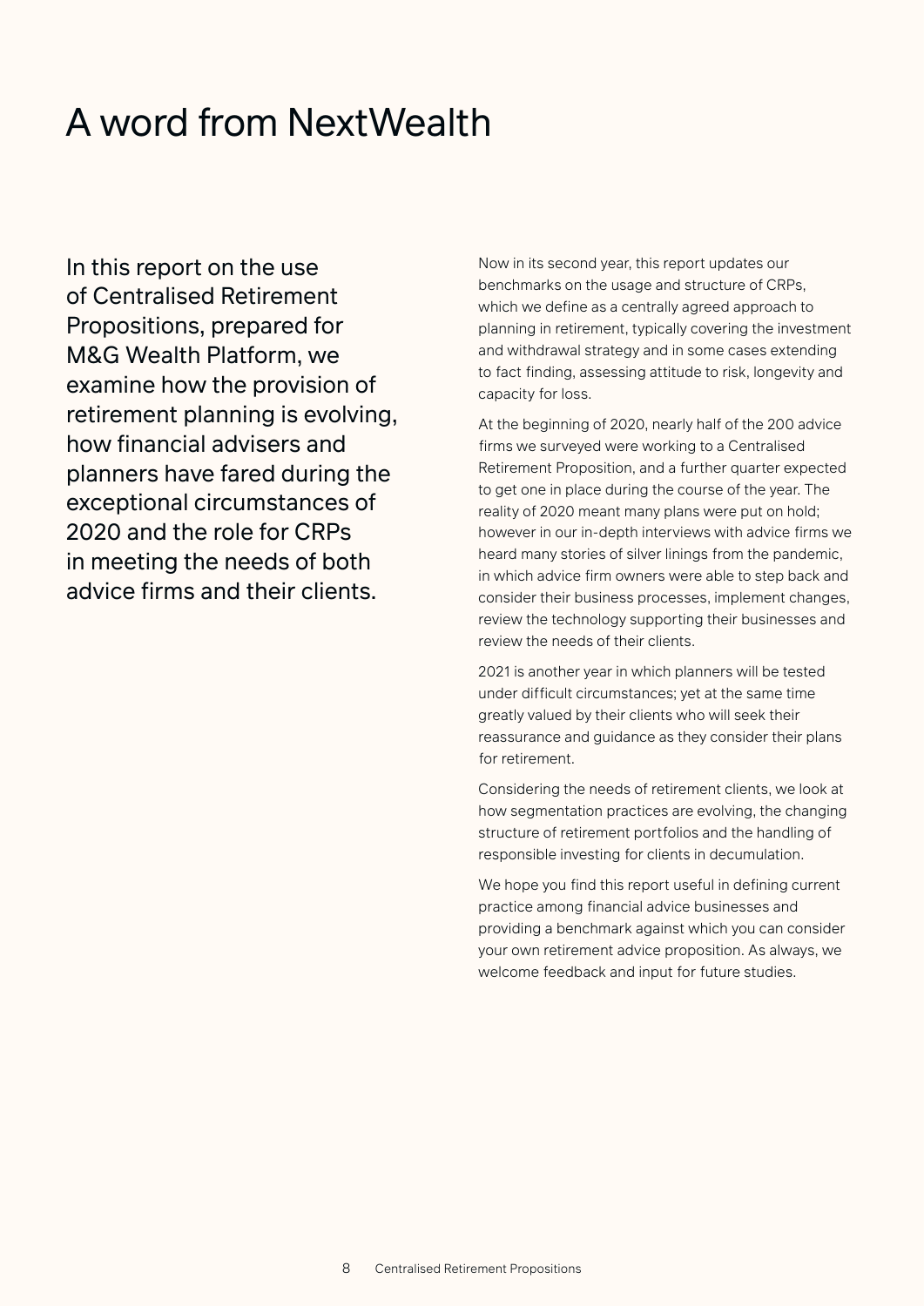# A word from NextWealth

In this report on the use of Centralised Retirement Propositions, prepared for M&G Wealth Platform, we examine how the provision of retirement planning is evolving, how financial advisers and planners have fared during the exceptional circumstances of 2020 and the role for CRPs in meeting the needs of both advice firms and their clients.

Now in its second year, this report updates our benchmarks on the usage and structure of CRPs, which we define as a centrally agreed approach to planning in retirement, typically covering the investment and withdrawal strategy and in some cases extending to fact finding, assessing attitude to risk, longevity and capacity for loss.

At the beginning of 2020, nearly half of the 200 advice firms we surveyed were working to a Centralised Retirement Proposition, and a further quarter expected to get one in place during the course of the year. The reality of 2020 meant many plans were put on hold; however in our in-depth interviews with advice firms we heard many stories of silver linings from the pandemic, in which advice firm owners were able to step back and consider their business processes, implement changes, review the technology supporting their businesses and review the needs of their clients.

2021 is another year in which planners will be tested under difficult circumstances; yet at the same time greatly valued by their clients who will seek their reassurance and guidance as they consider their plans for retirement.

Considering the needs of retirement clients, we look at how segmentation practices are evolving, the changing structure of retirement portfolios and the handling of responsible investing for clients in decumulation.

We hope you find this report useful in defining current practice among financial advice businesses and providing a benchmark against which you can consider your own retirement advice proposition. As always, we welcome feedback and input for future studies.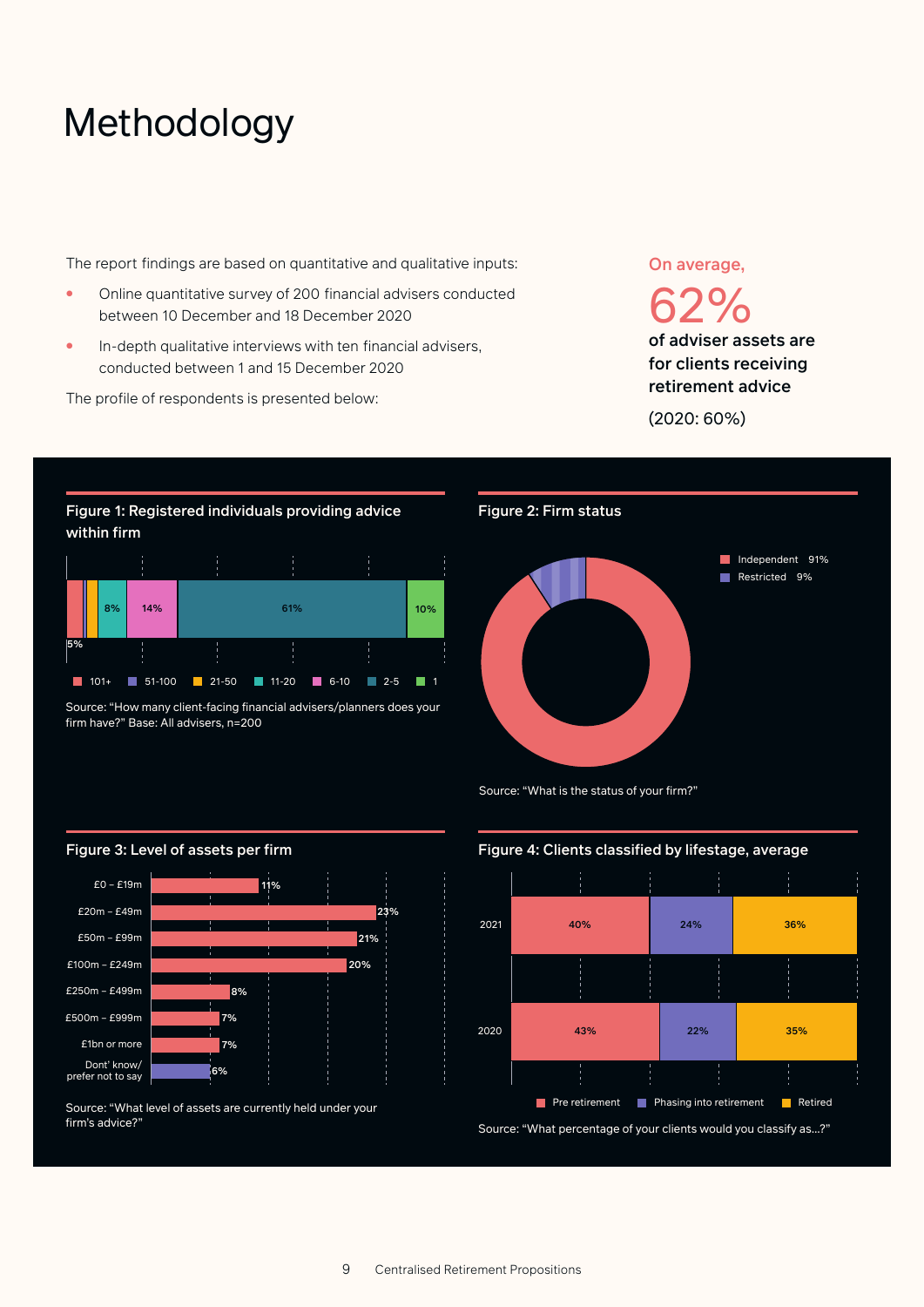# Methodology

The report findings are based on quantitative and qualitative inputs:

- Online quantitative survey of 200 financial advisers conducted between 10 December and 18 December 2020
- In-depth qualitative interviews with ten financial advisers, conducted between 1 and 15 December 2020

The profile of respondents is presented below:

On average,

62%

**of adviser assets are for clients receiving retirement advice**

(2020: 60%)

### Figure 1: Registered individuals providing advice within firm

| 101+ | 51-100 | 21-50 | 11-20 | 6-10 | 2-5 | 1 |
|---|---|---|---|---|---|---|
| 5% | | | 8% | 14% | 61% | 10% |

Source: "How many client-facing financial advisers/planners does your firm have?" Base: All advisers, n=200

### Figure 2: Firm status

| Status | % |
|---|---|
| Independent | 91% |
| Restricted | 9% |

Source: "What is the status of your firm?"

### Figure 3: Level of assets per firm

| Assets | % |
|---|---|
| £0 – £19m | 11% |
| £20m – £49m | 23% |
| £50m – £99m | 21% |
| £100m – £249m | 20% |
| £250m – £499m | 8% |
| £500m – £999m | 7% |
| £1bn or more | 7% |
| Dont' know/ prefer not to say | 6% |

Source: "What level of assets are currently held under your firm's advice?"

### Figure 4: Clients classified by lifestage, average

| | Pre retirement | Phasing into retirement | Retired |
|---|---|---|---|
| 2021 | 40% | 24% | 36% |
| 2020 | 43% | 22% | 35% |

Source: "What percentage of your clients would you classify as...?"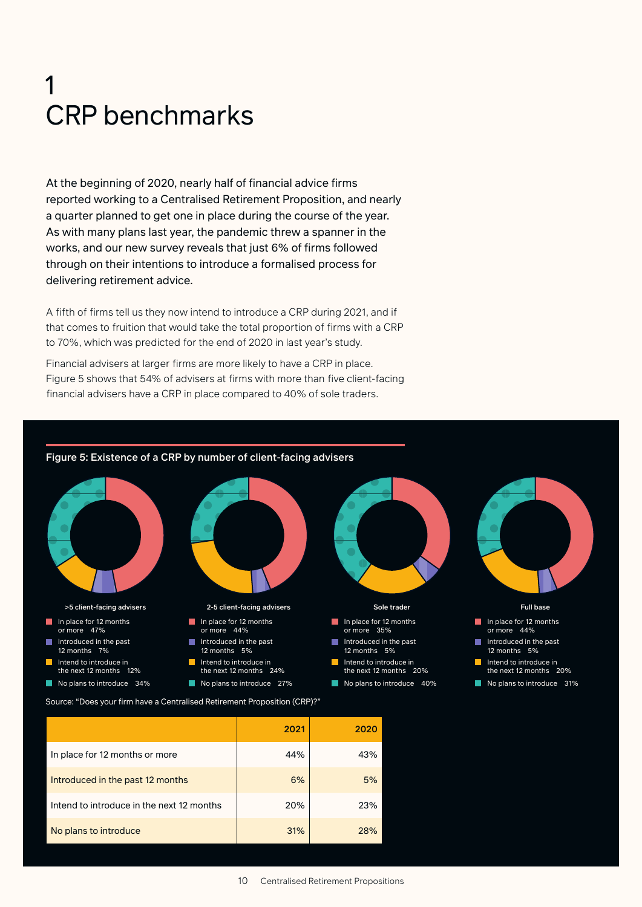# 1 CRP benchmarks

At the beginning of 2020, nearly half of financial advice firms reported working to a Centralised Retirement Proposition, and nearly a quarter planned to get one in place during the course of the year. As with many plans last year, the pandemic threw a spanner in the works, and our new survey reveals that just 6% of firms followed through on their intentions to introduce a formalised process for delivering retirement advice.

A fifth of firms tell us they now intend to introduce a CRP during 2021, and if that comes to fruition that would take the total proportion of firms with a CRP to 70%, which was predicted for the end of 2020 in last year's study.

Financial advisers at larger firms are more likely to have a CRP in place. Figure 5 shows that 54% of advisers at firms with more than five client-facing financial advisers have a CRP in place compared to 40% of sole traders.

**Figure 5: Existence of a CRP by number of client-facing advisers**

| | >5 client-facing advisers | 2-5 client-facing advisers | Sole trader | Full base |
|---|---|---|---|---|
| In place for 12 months or more | 47% | 44% | 35% | 44% |
| Introduced in the past 12 months | 7% | 5% | 5% | 5% |
| Intend to introduce in the next 12 months | 12% | 24% | 20% | 20% |
| No plans to introduce | 34% | 27% | 40% | 31% |

Source: "Does your firm have a Centralised Retirement Proposition (CRP)?"

| | 2021 | 2020 |
|---|---|---|
| In place for 12 months or more | 44% | 43% |
| Introduced in the past 12 months | 6% | 5% |
| Intend to introduce in the next 12 months | 20% | 23% |
| No plans to introduce | 31% | 28% |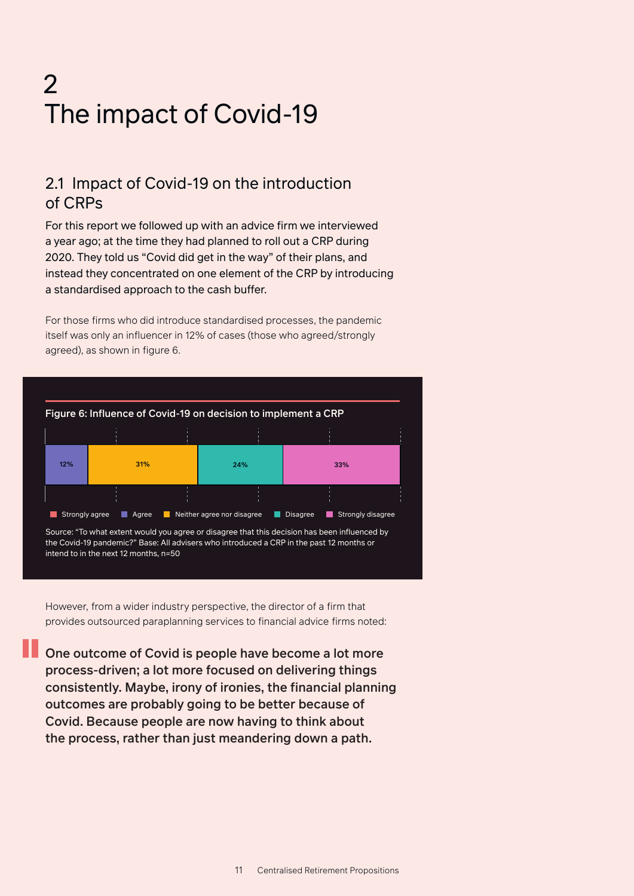# 2
# The impact of Covid-19

## 2.1 Impact of Covid-19 on the introduction of CRPs

For this report we followed up with an advice firm we interviewed a year ago; at the time they had planned to roll out a CRP during 2020. They told us "Covid did get in the way" of their plans, and instead they concentrated on one element of the CRP by introducing a standardised approach to the cash buffer.

For those firms who did introduce standardised processes, the pandemic itself was only an influencer in 12% of cases (those who agreed/strongly agreed), as shown in figure 6.

**Figure 6: Influence of Covid-19 on decision to implement a CRP**

| Strongly agree | Agree | Neither agree nor disagree | Disagree | Strongly disagree |
|---|---|---|---|---|
| | 12% | 31% | 24% | 33% |

Source: "To what extent would you agree or disagree that this decision has been influenced by the Covid-19 pandemic?" Base: All advisers who introduced a CRP in the past 12 months or intend to in the next 12 months, n=50

However, from a wider industry perspective, the director of a firm that provides outsourced paraplanning services to financial advice firms noted:

> **One outcome of Covid is people have become a lot more process-driven; a lot more focused on delivering things consistently. Maybe, irony of ironies, the financial planning outcomes are probably going to be better because of Covid. Because people are now having to think about the process, rather than just meandering down a path.**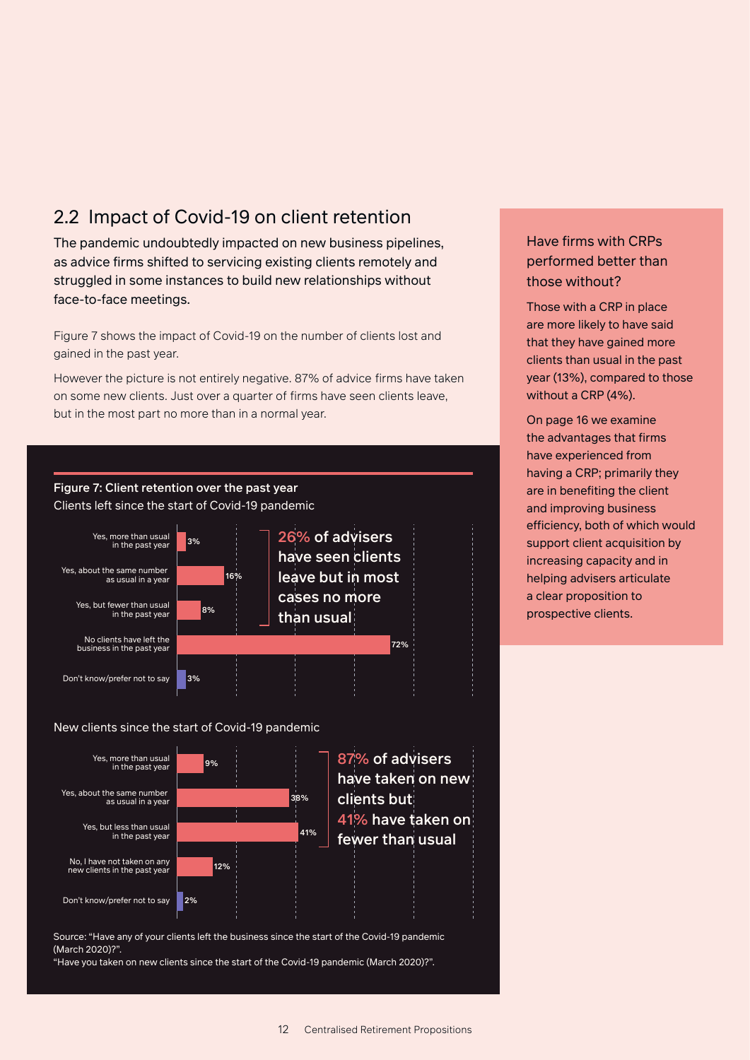## 2.2 Impact of Covid-19 on client retention

The pandemic undoubtedly impacted on new business pipelines, as advice firms shifted to servicing existing clients remotely and struggled in some instances to build new relationships without face-to-face meetings.

Figure 7 shows the impact of Covid-19 on the number of clients lost and gained in the past year.

However the picture is not entirely negative. 87% of advice firms have taken on some new clients. Just over a quarter of firms have seen clients leave, but in the most part no more than in a normal year.

**Figure 7: Client retention over the past year**

Clients left since the start of Covid-19 pandemic

| Response | % |
|---|---|
| Yes, more than usual in the past year | 3% |
| Yes, about the same number as usual in a year | 16% |
| Yes, but fewer than usual in the past year | 8% |
| No clients have left the business in the past year | 72% |
| Don't know/prefer not to say | 3% |

26% of advisers have seen clients leave but in most cases no more than usual

New clients since the start of Covid-19 pandemic

| Response | % |
|---|---|
| Yes, more than usual in the past year | 9% |
| Yes, about the same number as usual in a year | 38% |
| Yes, but less than usual in the past year | 41% |
| No, I have not taken on any new clients in the past year | 12% |
| Don't know/prefer not to say | 2% |

87% of advisers have taken on new clients but 41% have taken on fewer than usual

Source: "Have any of your clients left the business since the start of the Covid-19 pandemic (March 2020)?".
"Have you taken on new clients since the start of the Covid-19 pandemic (March 2020)?".

### Have firms with CRPs performed better than those without?

Those with a CRP in place are more likely to have said that they have gained more clients than usual in the past year (13%), compared to those without a CRP (4%).

On page 16 we examine the advantages that firms have experienced from having a CRP; primarily they are in benefiting the client and improving business efficiency, both of which would support client acquisition by increasing capacity and in helping advisers articulate a clear proposition to prospective clients.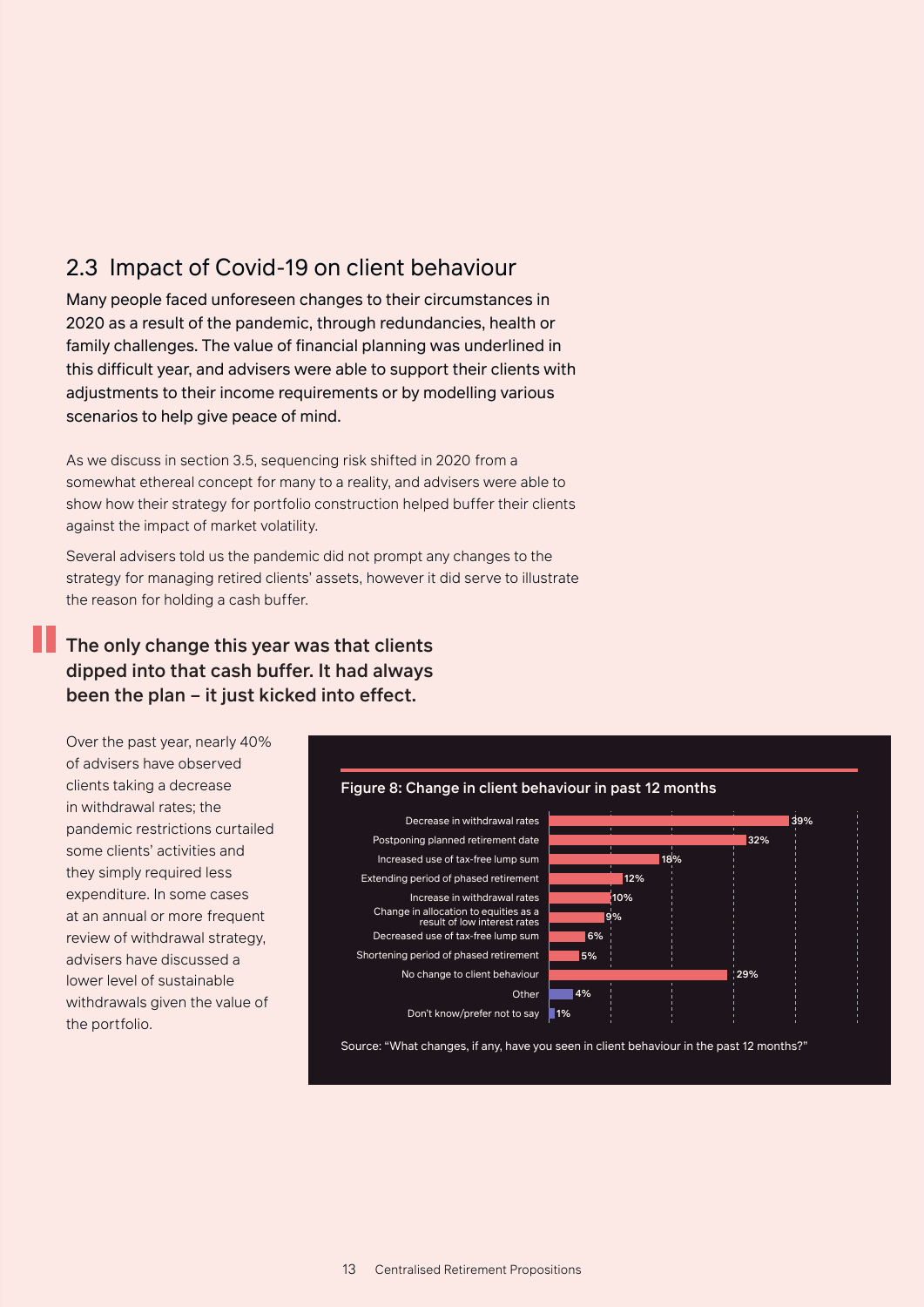## 2.3 Impact of Covid-19 on client behaviour

Many people faced unforeseen changes to their circumstances in 2020 as a result of the pandemic, through redundancies, health or family challenges. The value of financial planning was underlined in this difficult year, and advisers were able to support their clients with adjustments to their income requirements or by modelling various scenarios to help give peace of mind.

As we discuss in section 3.5, sequencing risk shifted in 2020 from a somewhat ethereal concept for many to a reality, and advisers were able to show how their strategy for portfolio construction helped buffer their clients against the impact of market volatility.

Several advisers told us the pandemic did not prompt any changes to the strategy for managing retired clients' assets, however it did serve to illustrate the reason for holding a cash buffer.

> **The only change this year was that clients dipped into that cash buffer. It had always been the plan – it just kicked into effect.**

Over the past year, nearly 40% of advisers have observed clients taking a decrease in withdrawal rates; the pandemic restrictions curtailed some clients' activities and they simply required less expenditure. In some cases at an annual or more frequent review of withdrawal strategy, advisers have discussed a lower level of sustainable withdrawals given the value of the portfolio.

**Figure 8: Change in client behaviour in past 12 months**

| Change | % |
|---|---|
| Decrease in withdrawal rates | 39% |
| Postponing planned retirement date | 32% |
| Increased use of tax-free lump sum | 18% |
| Extending period of phased retirement | 12% |
| Increase in withdrawal rates | 10% |
| Change in allocation to equities as a result of low interest rates | 9% |
| Decreased use of tax-free lump sum | 6% |
| Shortening period of phased retirement | 5% |
| No change to client behaviour | 29% |
| Other | 4% |
| Don't know/prefer not to say | 1% |

Source: "What changes, if any, have you seen in client behaviour in the past 12 months?"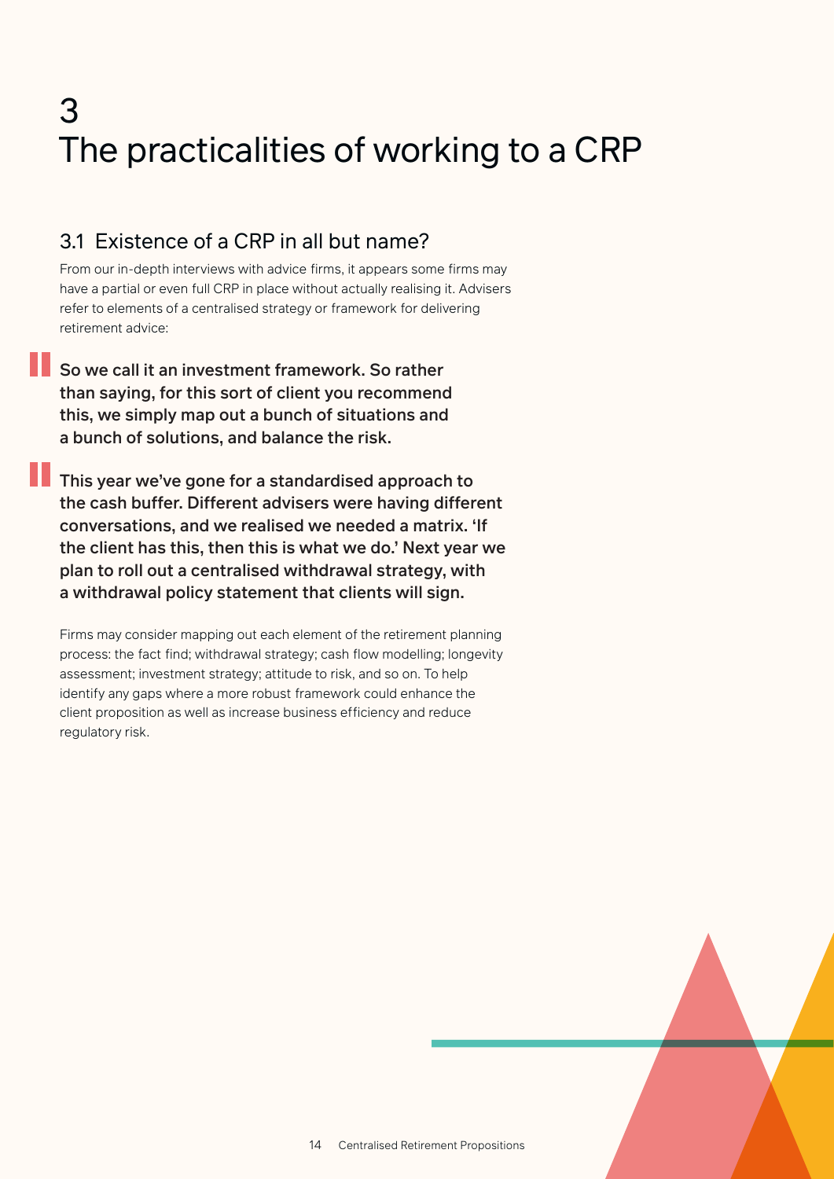# 3 The practicalities of working to a CRP

## 3.1 Existence of a CRP in all but name?

From our in-depth interviews with advice firms, it appears some firms may have a partial or even full CRP in place without actually realising it. Advisers refer to elements of a centralised strategy or framework for delivering retirement advice:

> **So we call it an investment framework. So rather than saying, for this sort of client you recommend this, we simply map out a bunch of situations and a bunch of solutions, and balance the risk.**

> **This year we've gone for a standardised approach to the cash buffer. Different advisers were having different conversations, and we realised we needed a matrix. 'If the client has this, then this is what we do.' Next year we plan to roll out a centralised withdrawal strategy, with a withdrawal policy statement that clients will sign.**

Firms may consider mapping out each element of the retirement planning process: the fact find; withdrawal strategy; cash flow modelling; longevity assessment; investment strategy; attitude to risk, and so on. To help identify any gaps where a more robust framework could enhance the client proposition as well as increase business efficiency and reduce regulatory risk.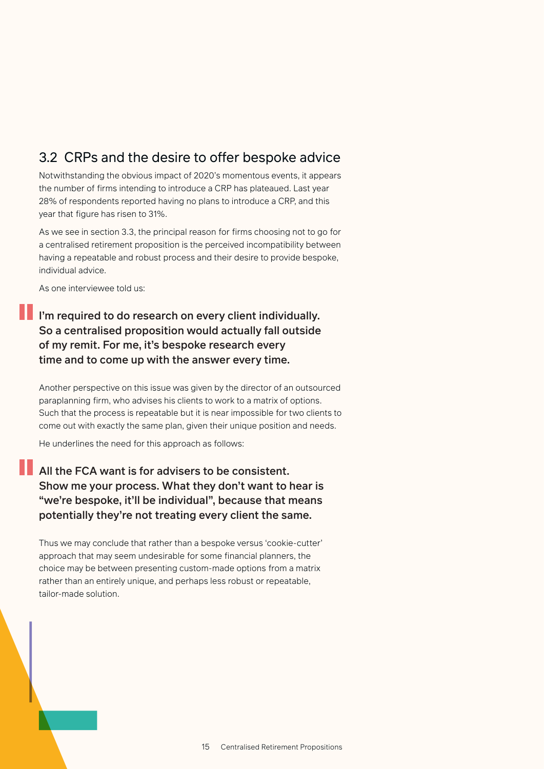## 3.2 CRPs and the desire to offer bespoke advice

Notwithstanding the obvious impact of 2020's momentous events, it appears the number of firms intending to introduce a CRP has plateaued. Last year 28% of respondents reported having no plans to introduce a CRP, and this year that figure has risen to 31%.

As we see in section 3.3, the principal reason for firms choosing not to go for a centralised retirement proposition is the perceived incompatibility between having a repeatable and robust process and their desire to provide bespoke, individual advice.

As one interviewee told us:

> **I'm required to do research on every client individually. So a centralised proposition would actually fall outside of my remit. For me, it's bespoke research every time and to come up with the answer every time.**

Another perspective on this issue was given by the director of an outsourced paraplanning firm, who advises his clients to work to a matrix of options. Such that the process is repeatable but it is near impossible for two clients to come out with exactly the same plan, given their unique position and needs.

He underlines the need for this approach as follows:

> **All the FCA want is for advisers to be consistent. Show me your process. What they don't want to hear is "we're bespoke, it'll be individual", because that means potentially they're not treating every client the same.**

Thus we may conclude that rather than a bespoke versus 'cookie-cutter' approach that may seem undesirable for some financial planners, the choice may be between presenting custom-made options from a matrix rather than an entirely unique, and perhaps less robust or repeatable, tailor-made solution.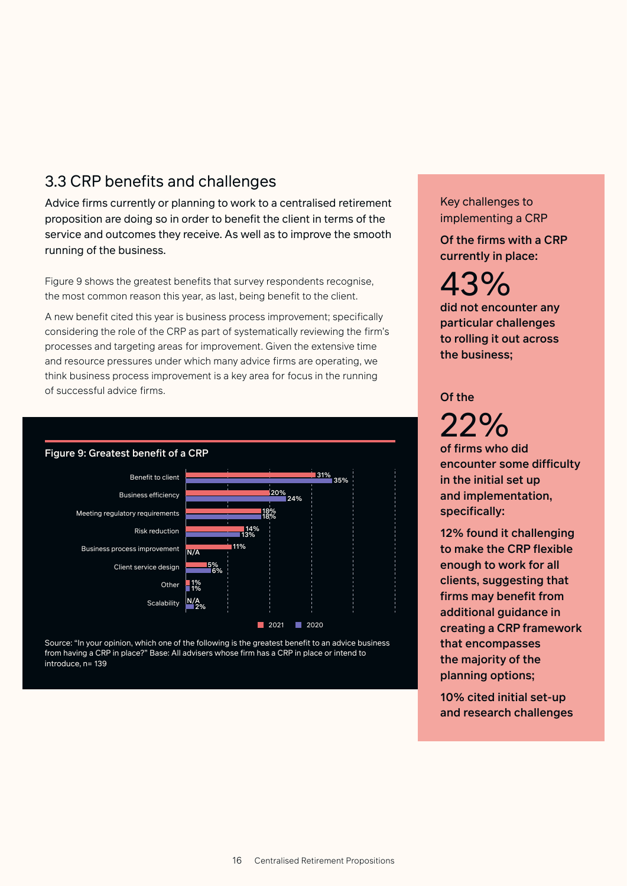## 3.3 CRP benefits and challenges

Advice firms currently or planning to work to a centralised retirement proposition are doing so in order to benefit the client in terms of the service and outcomes they receive. As well as to improve the smooth running of the business.

Figure 9 shows the greatest benefits that survey respondents recognise, the most common reason this year, as last, being benefit to the client.

A new benefit cited this year is business process improvement; specifically considering the role of the CRP as part of systematically reviewing the firm's processes and targeting areas for improvement. Given the extensive time and resource pressures under which many advice firms are operating, we think business process improvement is a key area for focus in the running of successful advice firms.

**Figure 9: Greatest benefit of a CRP**

| | 2021 | 2020 |
|---|---|---|
| Benefit to client | 31% | 35% |
| Business efficiency | 20% | 24% |
| Meeting regulatory requirements | 18% | 18% |
| Risk reduction | 14% | 13% |
| Business process improvement | 11% | N/A |
| Client service design | 5% | 6% |
| Other | 1% | 1% |
| Scalability | N/A | 2% |

Source: "In your opinion, which one of the following is the greatest benefit to an advice business from having a CRP in place?" Base: All advisers whose firm has a CRP in place or intend to introduce, n= 139

Key challenges to implementing a CRP

**Of the firms with a CRP currently in place:**

43%

**did not encounter any particular challenges to rolling it out across the business;**

**Of the**

22%

**of firms who did encounter some difficulty in the initial set up and implementation, specifically:**

**12% found it challenging to make the CRP flexible enough to work for all clients, suggesting that firms may benefit from additional guidance in creating a CRP framework that encompasses the majority of the planning options;**

**10% cited initial set-up and research challenges**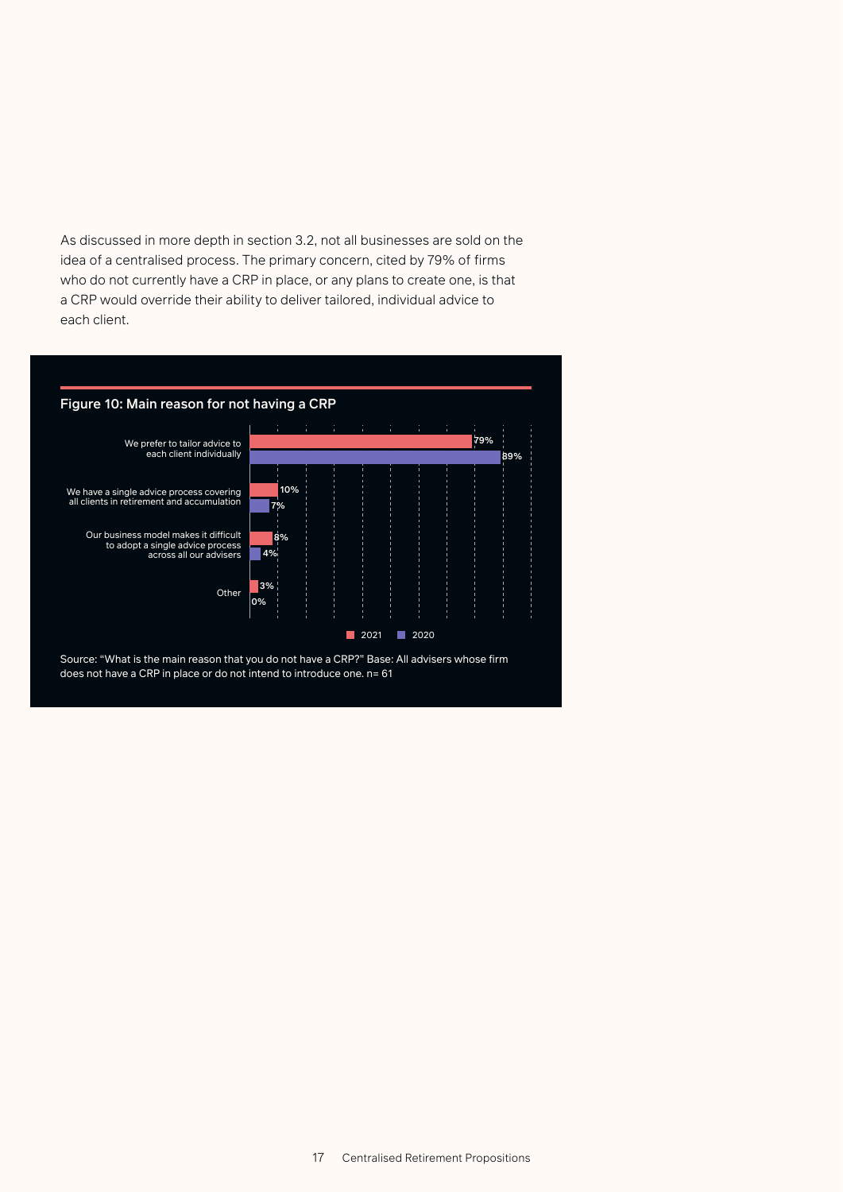As discussed in more depth in section 3.2, not all businesses are sold on the idea of a centralised process. The primary concern, cited by 79% of firms who do not currently have a CRP in place, or any plans to create one, is that a CRP would override their ability to deliver tailored, individual advice to each client.

**Figure 10: Main reason for not having a CRP**

| Reason | 2021 | 2020 |
| --- | --- | --- |
| We prefer to tailor advice to each client individually | 79% | 89% |
| We have a single advice process covering all clients in retirement and accumulation | 10% | 7% |
| Our business model makes it difficult to adopt a single advice process across all our advisers | 8% | 4% |
| Other | 3% | 0% |

Source: "What is the main reason that you do not have a CRP?" Base: All advisers whose firm does not have a CRP in place or do not intend to introduce one. n= 61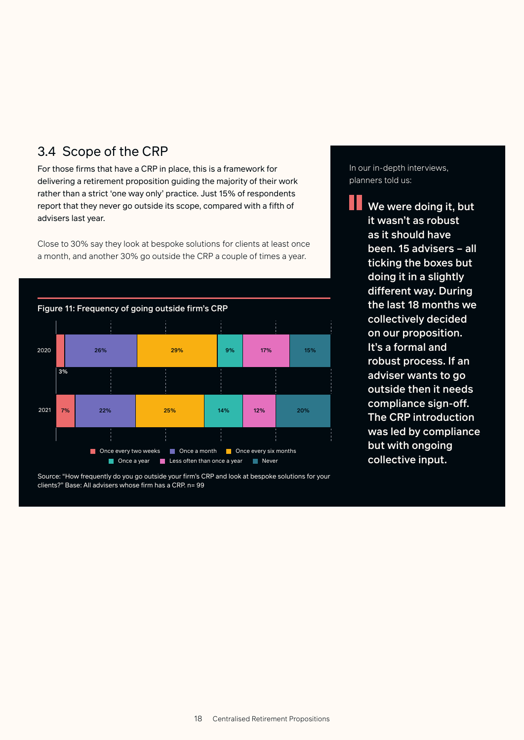## 3.4 Scope of the CRP

For those firms that have a CRP in place, this is a framework for delivering a retirement proposition guiding the majority of their work rather than a strict 'one way only' practice. Just 15% of respondents report that they never go outside its scope, compared with a fifth of advisers last year.

Close to 30% say they look at bespoke solutions for clients at least once a month, and another 30% go outside the CRP a couple of times a year.

**Figure 11: Frequency of going outside firm's CRP**

| Year | Once every two weeks | Once a month | Once every six months | Once a year | Less often than once a year | Never |
|---|---|---|---|---|---|---|
| 2020 | 3% | 26% | 29% | 9% | 17% | 15% |
| 2021 | 7% | 22% | 25% | 14% | 12% | 20% |

Source: "How frequently do you go outside your firm's CRP and look at bespoke solutions for your clients?" Base: All advisers whose firm has a CRP. n= 99

In our in-depth interviews, planners told us:

> **We were doing it, but it wasn't as robust as it should have been. 15 advisers – all ticking the boxes but doing it in a slightly different way. During the last 18 months we collectively decided on our proposition. It's a formal and robust process. If an adviser wants to go outside then it needs compliance sign-off. The CRP introduction was led by compliance but with ongoing collective input.**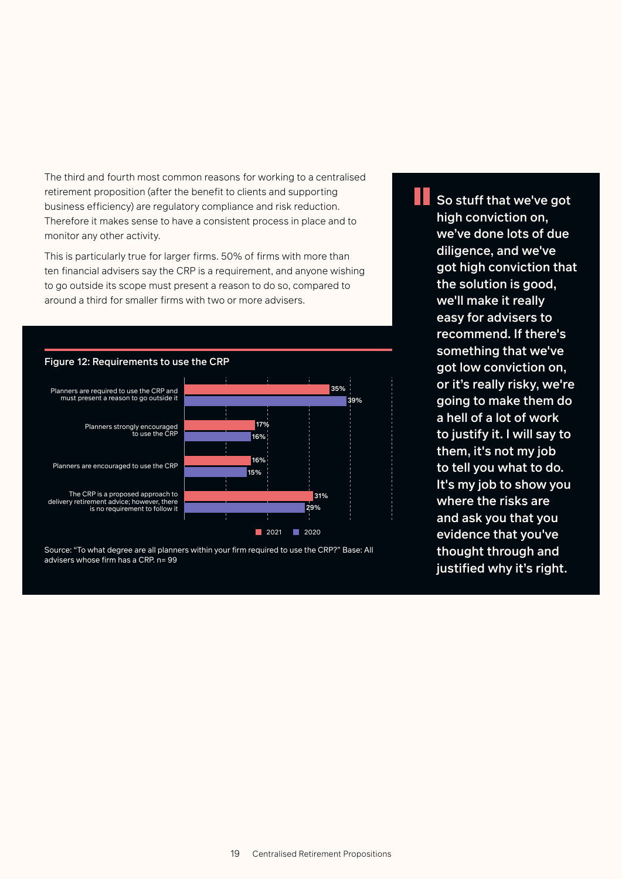The third and fourth most common reasons for working to a centralised retirement proposition (after the benefit to clients and supporting business efficiency) are regulatory compliance and risk reduction. Therefore it makes sense to have a consistent process in place and to monitor any other activity.

This is particularly true for larger firms. 50% of firms with more than ten financial advisers say the CRP is a requirement, and anyone wishing to go outside its scope must present a reason to do so, compared to around a third for smaller firms with two or more advisers.

**Figure 12: Requirements to use the CRP**

| | 2021 | 2020 |
|---|---|---|
| Planners are required to use the CRP and must present a reason to go outside it | 35% | 39% |
| Planners strongly encouraged to use the CRP | 17% | 16% |
| Planners are encouraged to use the CRP | 16% | 15% |
| The CRP is a proposed approach to delivery retirement advice; however, there is no requirement to follow it | 31% | 29% |

Source: "To what degree are all planners within your firm required to use the CRP?" Base: All advisers whose firm has a CRP. n= 99

> So stuff that we've got high conviction on, we've done lots of due diligence, and we've got high conviction that the solution is good, we'll make it really easy for advisers to recommend. If there's something that we've got low conviction on, or it's really risky, we're going to make them do a hell of a lot of work to justify it. I will say to them, it's not my job to tell you what to do. It's my job to show you where the risks are and ask you that you evidence that you've thought through and justified why it's right.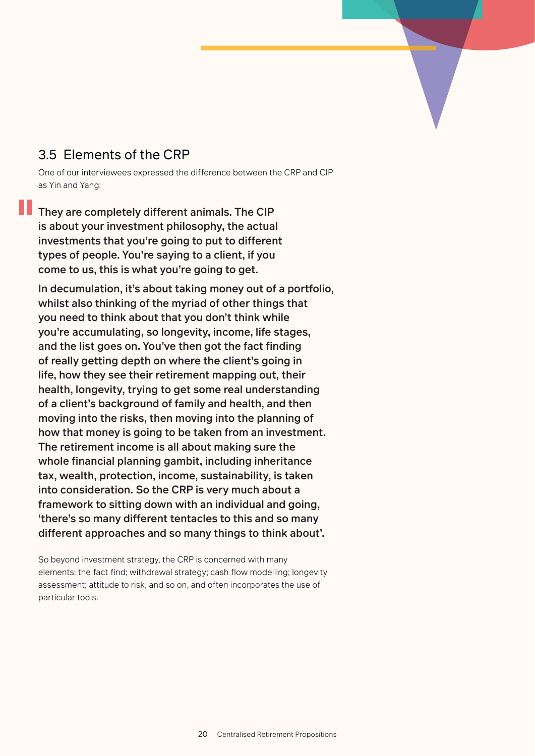## 3.5 Elements of the CRP

One of our interviewees expressed the difference between the CRP and CIP as Yin and Yang:

> **They are completely different animals. The CIP is about your investment philosophy, the actual investments that you're going to put to different types of people. You're saying to a client, if you come to us, this is what you're going to get.**
>
> **In decumulation, it's about taking money out of a portfolio, whilst also thinking of the myriad of other things that you need to think about that you don't think while you're accumulating, so longevity, income, life stages, and the list goes on. You've then got the fact finding of really getting depth on where the client's going in life, how they see their retirement mapping out, their health, longevity, trying to get some real understanding of a client's background of family and health, and then moving into the risks, then moving into the planning of how that money is going to be taken from an investment. The retirement income is all about making sure the whole financial planning gambit, including inheritance tax, wealth, protection, income, sustainability, is taken into consideration. So the CRP is very much about a framework to sitting down with an individual and going, 'there's so many different tentacles to this and so many different approaches and so many things to think about'.**

So beyond investment strategy, the CRP is concerned with many elements: the fact find; withdrawal strategy; cash flow modelling; longevity assessment; attitude to risk, and so on, and often incorporates the use of particular tools.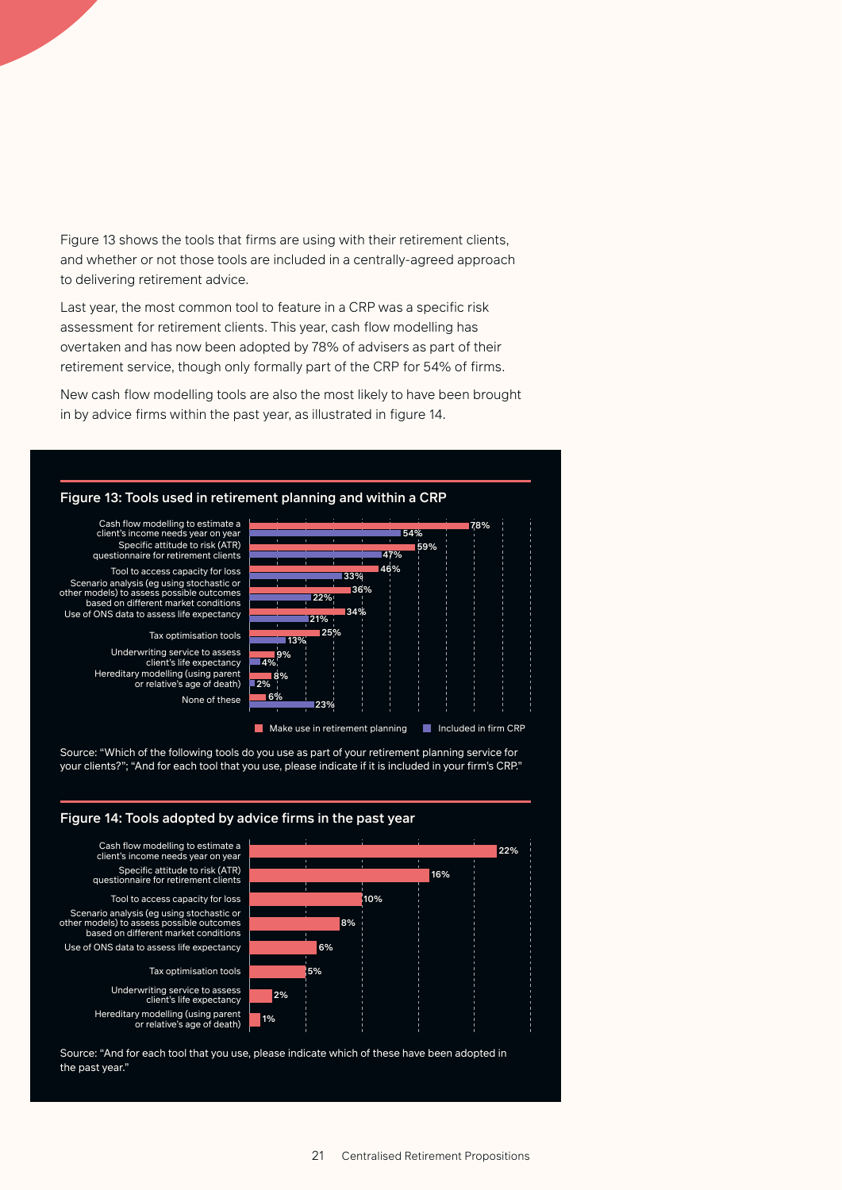Figure 13 shows the tools that firms are using with their retirement clients, and whether or not those tools are included in a centrally-agreed approach to delivering retirement advice.

Last year, the most common tool to feature in a CRP was a specific risk assessment for retirement clients. This year, cash flow modelling has overtaken and has now been adopted by 78% of advisers as part of their retirement service, though only formally part of the CRP for 54% of firms.

New cash flow modelling tools are also the most likely to have been brought in by advice firms within the past year, as illustrated in figure 14.

## Figure 13: Tools used in retirement planning and within a CRP

| Tool | Make use in retirement planning | Included in firm CRP |
|---|---|---|
| Cash flow modelling to estimate a client's income needs year on year | 78% | 54% |
| Specific attitude to risk (ATR) questionnaire for retirement clients | 59% | 47% |
| Tool to access capacity for loss | 46% | 33% |
| Scenario analysis (eg using stochastic or other models) to assess possible outcomes based on different market conditions | 36% | 22% |
| Use of ONS data to assess life expectancy | 34% | 21% |
| Tax optimisation tools | 25% | 13% |
| Underwriting service to assess client's life expectancy | 9% | 4% |
| Hereditary modelling (using parent or relative's age of death) | 8% | 2% |
| None of these | 6% | 23% |

Source: "Which of the following tools do you use as part of your retirement planning service for your clients?"; "And for each tool that you use, please indicate if it is included in your firm's CRP."

## Figure 14: Tools adopted by advice firms in the past year

| Tool | Adopted in the past year |
|---|---|
| Cash flow modelling to estimate a client's income needs year on year | 22% |
| Specific attitude to risk (ATR) questionnaire for retirement clients | 16% |
| Tool to access capacity for loss | 10% |
| Scenario analysis (eg using stochastic or other models) to assess possible outcomes based on different market conditions | 8% |
| Use of ONS data to assess life expectancy | 6% |
| Tax optimisation tools | 5% |
| Underwriting service to assess client's life expectancy | 2% |
| Hereditary modelling (using parent or relative's age of death) | 1% |

Source: "And for each tool that you use, please indicate which of these have been adopted in the past year."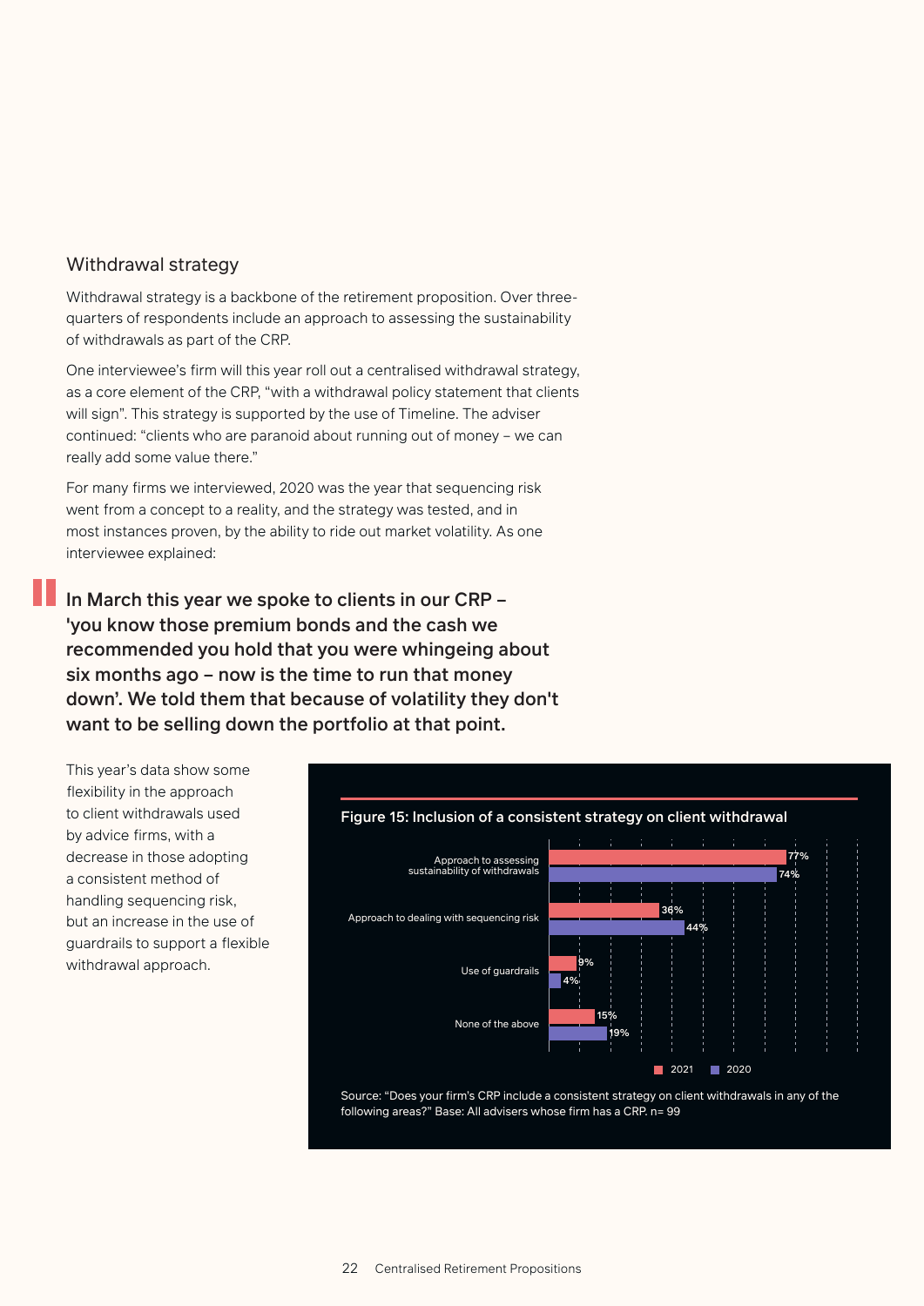## Withdrawal strategy

Withdrawal strategy is a backbone of the retirement proposition. Over three-quarters of respondents include an approach to assessing the sustainability of withdrawals as part of the CRP.

One interviewee's firm will this year roll out a centralised withdrawal strategy, as a core element of the CRP, "with a withdrawal policy statement that clients will sign". This strategy is supported by the use of Timeline. The adviser continued: "clients who are paranoid about running out of money – we can really add some value there."

For many firms we interviewed, 2020 was the year that sequencing risk went from a concept to a reality, and the strategy was tested, and in most instances proven, by the ability to ride out market volatility. As one interviewee explained:

> **In March this year we spoke to clients in our CRP – 'you know those premium bonds and the cash we recommended you hold that you were whingeing about six months ago – now is the time to run that money down'. We told them that because of volatility they don't want to be selling down the portfolio at that point.**

This year's data show some flexibility in the approach to client withdrawals used by advice firms, with a decrease in those adopting a consistent method of handling sequencing risk, but an increase in the use of guardrails to support a flexible withdrawal approach.

**Figure 15: Inclusion of a consistent strategy on client withdrawal**

| | 2021 | 2020 |
|---|---|---|
| Approach to assessing sustainability of withdrawals | 77% | 74% |
| Approach to dealing with sequencing risk | 36% | 44% |
| Use of guardrails | 9% | 4% |
| None of the above | 15% | 19% |

Source: "Does your firm's CRP include a consistent strategy on client withdrawals in any of the following areas?" Base: All advisers whose firm has a CRP. n= 99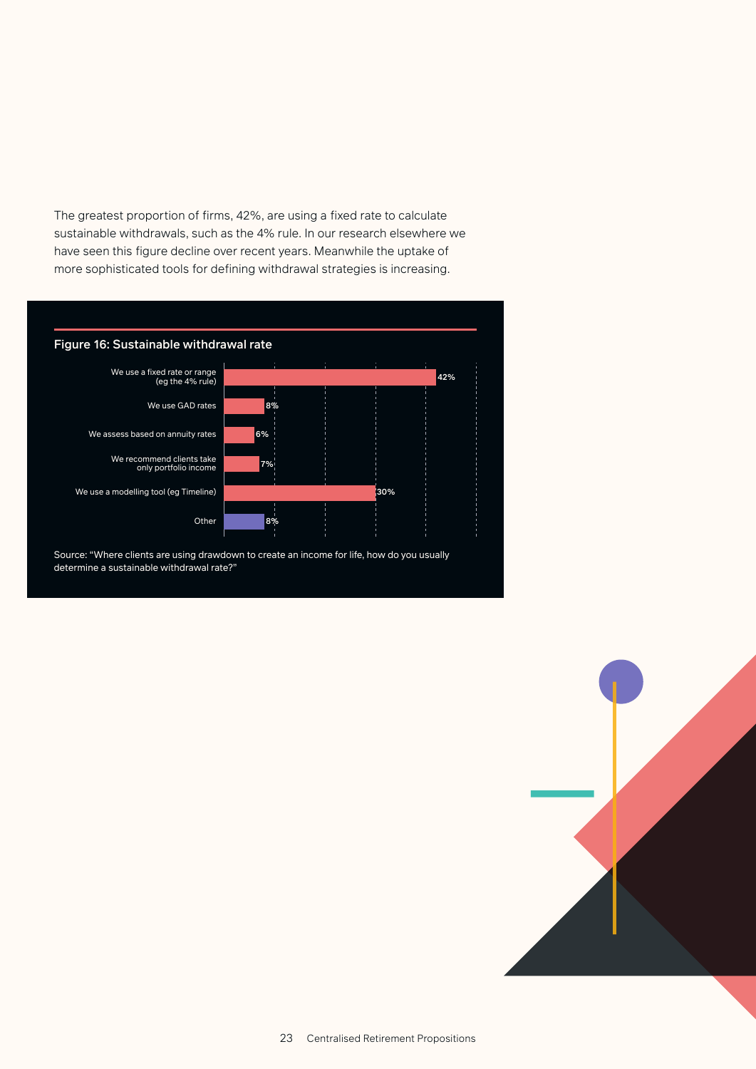The greatest proportion of firms, 42%, are using a fixed rate to calculate sustainable withdrawals, such as the 4% rule. In our research elsewhere we have seen this figure decline over recent years. Meanwhile the uptake of more sophisticated tools for defining withdrawal strategies is increasing.

**Figure 16: Sustainable withdrawal rate**

| Response | % |
| --- | --- |
| We use a fixed rate or range (eg the 4% rule) | 42% |
| We use GAD rates | 8% |
| We assess based on annuity rates | 6% |
| We recommend clients take only portfolio income | 7% |
| We use a modelling tool (eg Timeline) | 30% |
| Other | 8% |

Source: "Where clients are using drawdown to create an income for life, how do you usually determine a sustainable withdrawal rate?"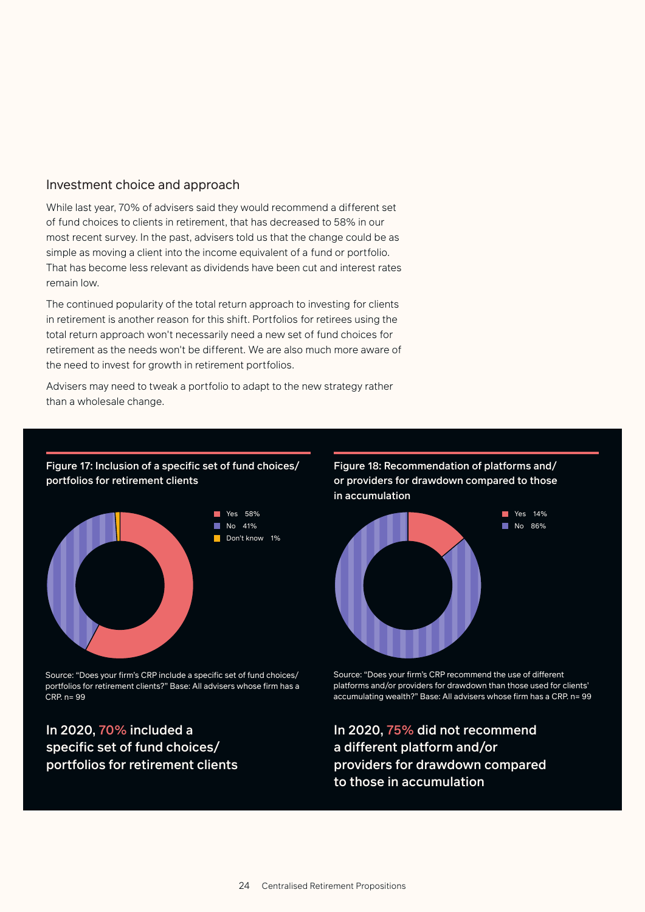## Investment choice and approach

While last year, 70% of advisers said they would recommend a different set of fund choices to clients in retirement, that has decreased to 58% in our most recent survey. In the past, advisers told us that the change could be as simple as moving a client into the income equivalent of a fund or portfolio. That has become less relevant as dividends have been cut and interest rates remain low.

The continued popularity of the total return approach to investing for clients in retirement is another reason for this shift. Portfolios for retirees using the total return approach won't necessarily need a new set of fund choices for retirement as the needs won't be different. We are also much more aware of the need to invest for growth in retirement portfolios.

Advisers may need to tweak a portfolio to adapt to the new strategy rather than a wholesale change.

**Figure 17: Inclusion of a specific set of fund choices/ portfolios for retirement clients**

| Response | % |
|---|---|
| Yes | 58% |
| No | 41% |
| Don't know | 1% |

Source: "Does your firm's CRP include a specific set of fund choices/ portfolios for retirement clients?" Base: All advisers whose firm has a CRP. n= 99

**In 2020, 70% included a specific set of fund choices/ portfolios for retirement clients**

**Figure 18: Recommendation of platforms and/ or providers for drawdown compared to those in accumulation**

| Response | % |
|---|---|
| Yes | 14% |
| No | 86% |

Source: "Does your firm's CRP recommend the use of different platforms and/or providers for drawdown than those used for clients' accumulating wealth?" Base: All advisers whose firm has a CRP. n= 99

**In 2020, 75% did not recommend a different platform and/or providers for drawdown compared to those in accumulation**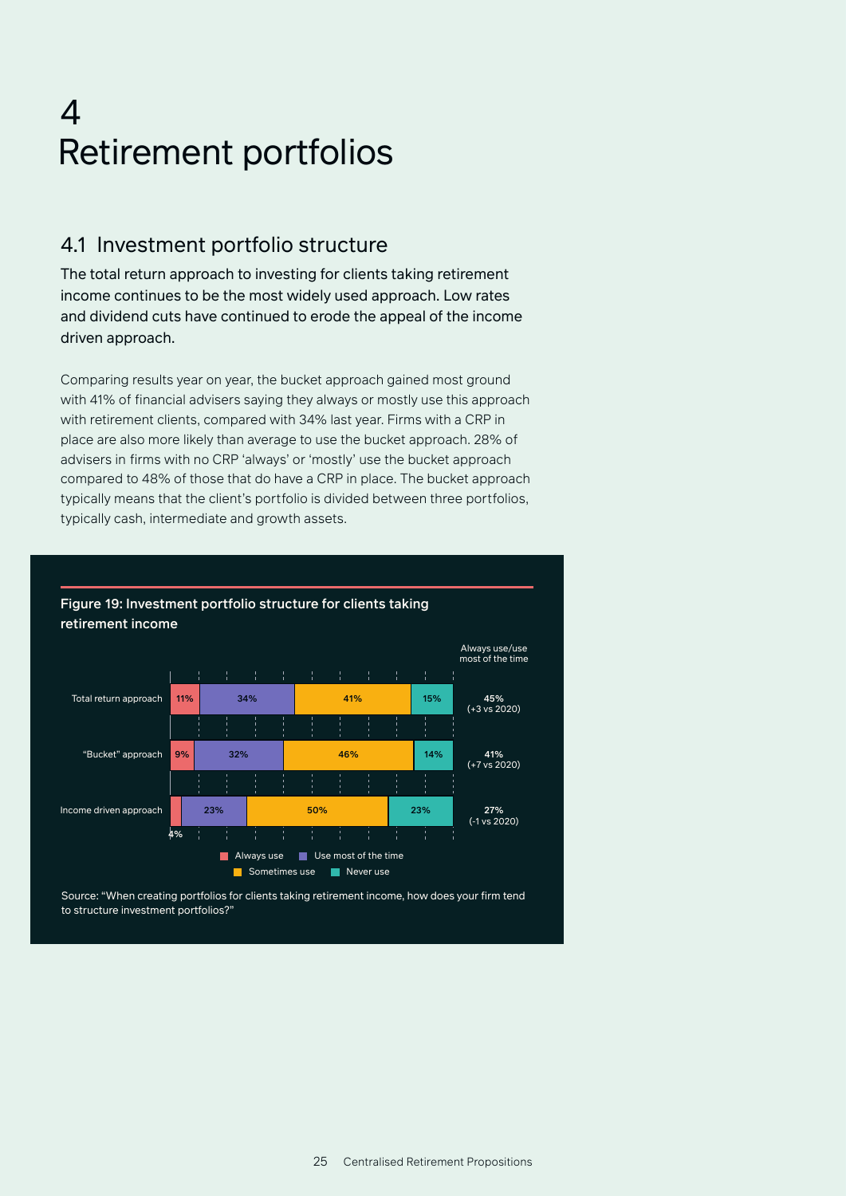# 4 Retirement portfolios

## 4.1 Investment portfolio structure

The total return approach to investing for clients taking retirement income continues to be the most widely used approach. Low rates and dividend cuts have continued to erode the appeal of the income driven approach.

Comparing results year on year, the bucket approach gained most ground with 41% of financial advisers saying they always or mostly use this approach with retirement clients, compared with 34% last year. Firms with a CRP in place are also more likely than average to use the bucket approach. 28% of advisers in firms with no CRP 'always' or 'mostly' use the bucket approach compared to 48% of those that do have a CRP in place. The bucket approach typically means that the client's portfolio is divided between three portfolios, typically cash, intermediate and growth assets.

**Figure 19: Investment portfolio structure for clients taking retirement income**

| | Always use | Use most of the time | Sometimes use | Never use | Always use/use most of the time |
|---|---|---|---|---|---|
| Total return approach | 11% | 34% | 41% | 15% | 45% (+3 vs 2020) |
| "Bucket" approach | 9% | 32% | 46% | 14% | 41% (+7 vs 2020) |
| Income driven approach | 4% | 23% | 50% | 23% | 27% (-1 vs 2020) |

Source: "When creating portfolios for clients taking retirement income, how does your firm tend to structure investment portfolios?"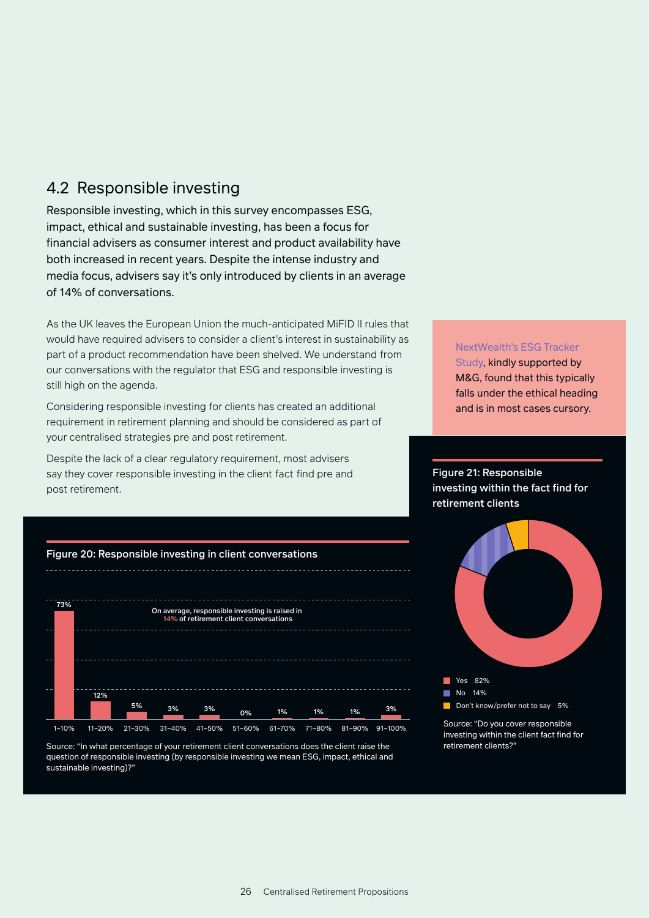## 4.2 Responsible investing

Responsible investing, which in this survey encompasses ESG, impact, ethical and sustainable investing, has been a focus for financial advisers as consumer interest and product availability have both increased in recent years. Despite the intense industry and media focus, advisers say it's only introduced by clients in an average of 14% of conversations.

As the UK leaves the European Union the much-anticipated MiFID II rules that would have required advisers to consider a client's interest in sustainability as part of a product recommendation have been shelved. We understand from our conversations with the regulator that ESG and responsible investing is still high on the agenda.

Considering responsible investing for clients has created an additional requirement in retirement planning and should be considered as part of your centralised strategies pre and post retirement.

Despite the lack of a clear regulatory requirement, most advisers say they cover responsible investing in the client fact find pre and post retirement.

NextWealth's ESG Tracker Study, kindly supported by M&G, found that this typically falls under the ethical heading and is in most cases cursory.

**Figure 20: Responsible investing in client conversations**

On average, responsible investing is raised in 14% of retirement client conversations

| 1–10% | 11–20% | 21–30% | 31–40% | 41–50% | 51–60% | 61–70% | 71–80% | 81–90% | 91–100% |
|---|---|---|---|---|---|---|---|---|---|
| 73% | 12% | 5% | 3% | 3% | 0% | 1% | 1% | 1% | 3% |

Source: "In what percentage of your retirement client conversations does the client raise the question of responsible investing (by responsible investing we mean ESG, impact, ethical and sustainable investing)?"

**Figure 21: Responsible investing within the fact find for retirement clients**

| Response | % |
|---|---|
| Yes | 82% |
| No | 14% |
| Don't know/prefer not to say | 5% |

Source: "Do you cover responsible investing within the client fact find for retirement clients?"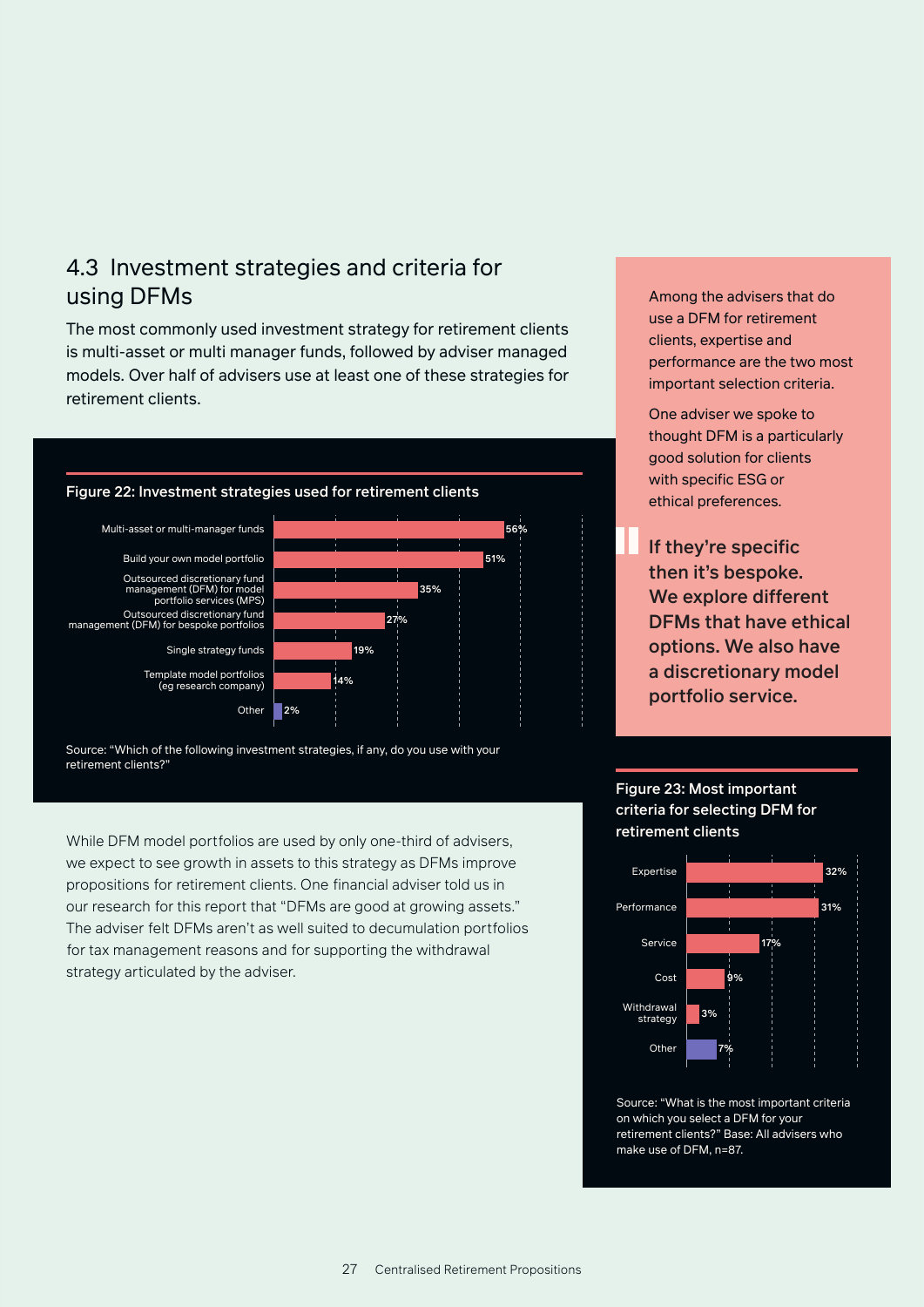## 4.3 Investment strategies and criteria for using DFMs

The most commonly used investment strategy for retirement clients is multi-asset or multi manager funds, followed by adviser managed models. Over half of advisers use at least one of these strategies for retirement clients.

**Figure 22: Investment strategies used for retirement clients**

| Strategy | % |
|---|---|
| Multi-asset or multi-manager funds | 56% |
| Build your own model portfolio | 51% |
| Outsourced discretionary fund management (DFM) for model portfolio services (MPS) | 35% |
| Outsourced discretionary fund management (DFM) for bespoke portfolios | 27% |
| Single strategy funds | 19% |
| Template model portfolios (eg research company) | 14% |
| Other | 2% |

Source: "Which of the following investment strategies, if any, do you use with your retirement clients?"

While DFM model portfolios are used by only one-third of advisers, we expect to see growth in assets to this strategy as DFMs improve propositions for retirement clients. One financial adviser told us in our research for this report that "DFMs are good at growing assets." The adviser felt DFMs aren't as well suited to decumulation portfolios for tax management reasons and for supporting the withdrawal strategy articulated by the adviser.

Among the advisers that do use a DFM for retirement clients, expertise and performance are the two most important selection criteria.

One adviser we spoke to thought DFM is a particularly good solution for clients with specific ESG or ethical preferences.

> **If they're specific then it's bespoke. We explore different DFMs that have ethical options. We also have a discretionary model portfolio service.**

**Figure 23: Most important criteria for selecting DFM for retirement clients**

| Criteria | % |
|---|---|
| Expertise | 32% |
| Performance | 31% |
| Service | 17% |
| Cost | 9% |
| Withdrawal strategy | 3% |
| Other | 7% |

Source: "What is the most important criteria on which you select a DFM for your retirement clients?" Base: All advisers who make use of DFM, n=87.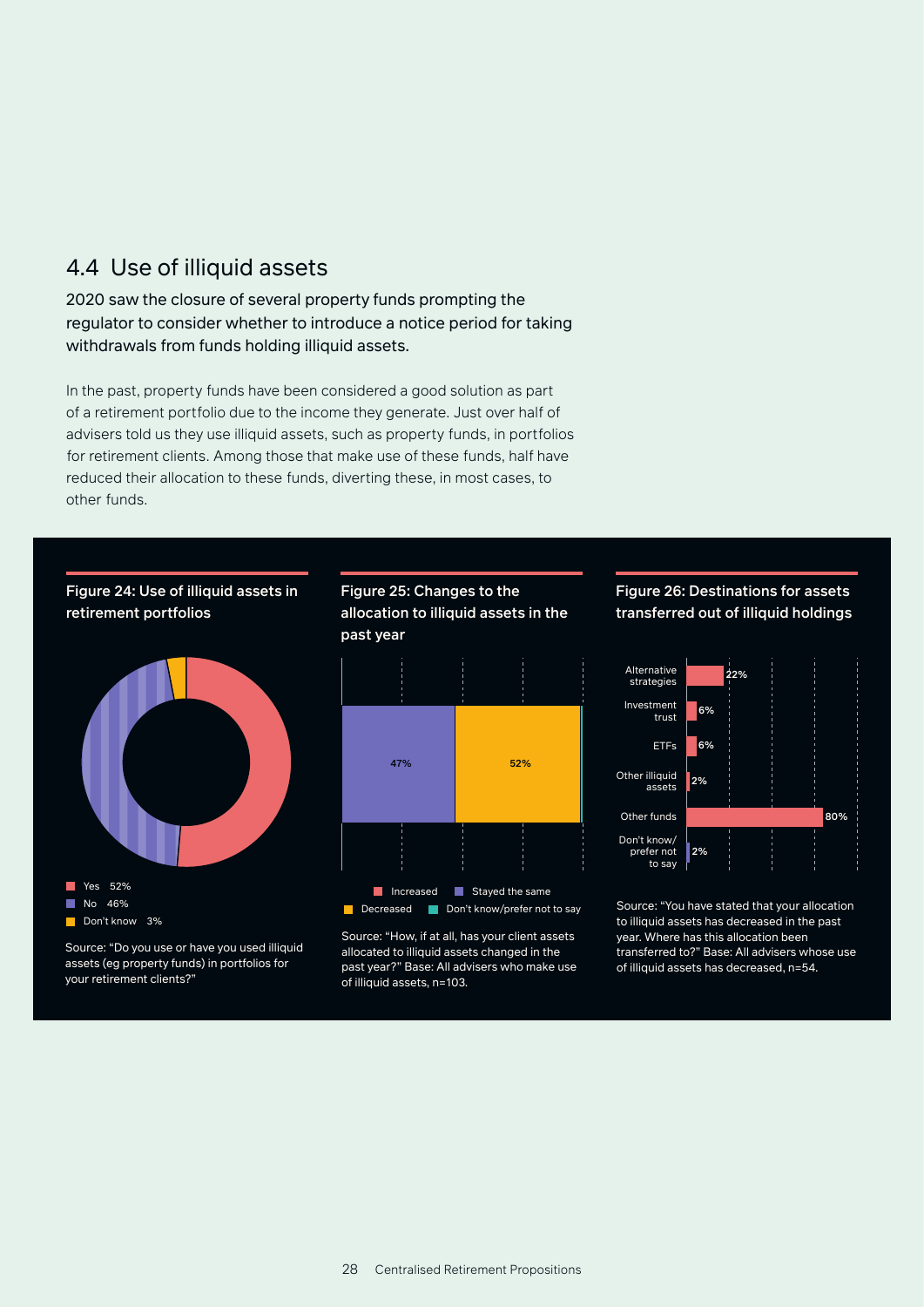## 4.4 Use of illiquid assets

2020 saw the closure of several property funds prompting the regulator to consider whether to introduce a notice period for taking withdrawals from funds holding illiquid assets.

In the past, property funds have been considered a good solution as part of a retirement portfolio due to the income they generate. Just over half of advisers told us they use illiquid assets, such as property funds, in portfolios for retirement clients. Among those that make use of these funds, half have reduced their allocation to these funds, diverting these, in most cases, to other funds.

### Figure 24: Use of illiquid assets in retirement portfolios

| Response | % |
|---|---|
| Yes | 52% |
| No | 46% |
| Don't know | 3% |

Source: "Do you use or have you used illiquid assets (eg property funds) in portfolios for your retirement clients?"

### Figure 25: Changes to the allocation to illiquid assets in the past year

| Response | % |
|---|---|
| Increased | |
| Stayed the same | 47% |
| Decreased | 52% |
| Don't know/prefer not to say | |

Source: "How, if at all, has your client assets allocated to illiquid assets changed in the past year?" Base: All advisers who make use of illiquid assets, n=103.

### Figure 26: Destinations for assets transferred out of illiquid holdings

| Destination | % |
|---|---|
| Alternative strategies | 22% |
| Investment trust | 6% |
| ETFs | 6% |
| Other illiquid assets | 2% |
| Other funds | 80% |
| Don't know/ prefer not to say | 2% |

Source: "You have stated that your allocation to illiquid assets has decreased in the past year. Where has this allocation been transferred to?" Base: All advisers whose use of illiquid assets has decreased, n=54.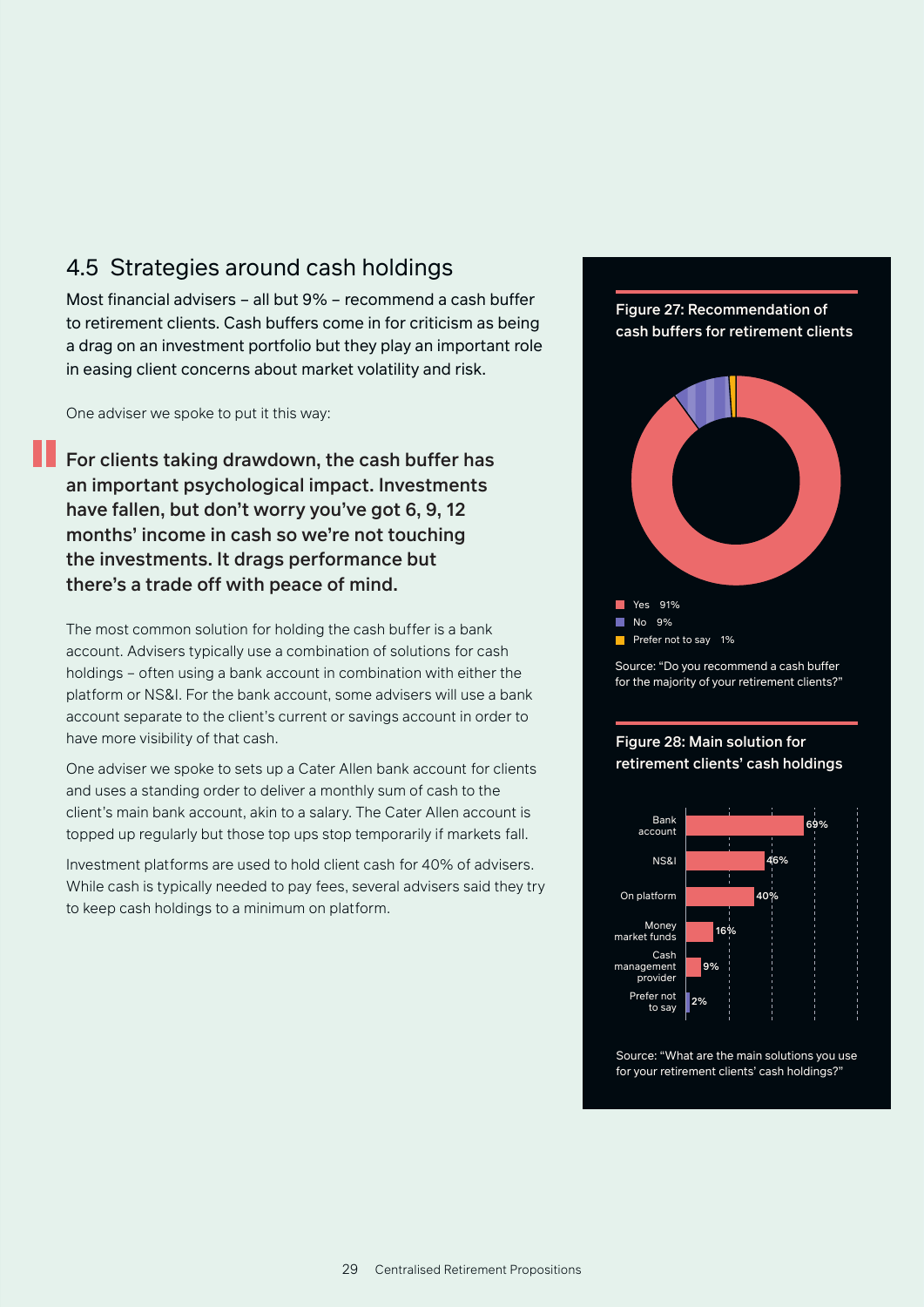## 4.5 Strategies around cash holdings

Most financial advisers – all but 9% – recommend a cash buffer to retirement clients. Cash buffers come in for criticism as being a drag on an investment portfolio but they play an important role in easing client concerns about market volatility and risk.

One adviser we spoke to put it this way:

> **For clients taking drawdown, the cash buffer has an important psychological impact. Investments have fallen, but don't worry you've got 6, 9, 12 months' income in cash so we're not touching the investments. It drags performance but there's a trade off with peace of mind.**

The most common solution for holding the cash buffer is a bank account. Advisers typically use a combination of solutions for cash holdings – often using a bank account in combination with either the platform or NS&I. For the bank account, some advisers will use a bank account separate to the client's current or savings account in order to have more visibility of that cash.

One adviser we spoke to sets up a Cater Allen bank account for clients and uses a standing order to deliver a monthly sum of cash to the client's main bank account, akin to a salary. The Cater Allen account is topped up regularly but those top ups stop temporarily if markets fall.

Investment platforms are used to hold client cash for 40% of advisers. While cash is typically needed to pay fees, several advisers said they try to keep cash holdings to a minimum on platform.

**Figure 27: Recommendation of cash buffers for retirement clients**

| Response | % |
|---|---|
| Yes | 91% |
| No | 9% |
| Prefer not to say | 1% |

Source: "Do you recommend a cash buffer for the majority of your retirement clients?"

**Figure 28: Main solution for retirement clients' cash holdings**

| Solution | % |
|---|---|
| Bank account | 69% |
| NS&I | 46% |
| On platform | 40% |
| Money market funds | 16% |
| Cash management provider | 9% |
| Prefer not to say | 2% |

Source: "What are the main solutions you use for your retirement clients' cash holdings?"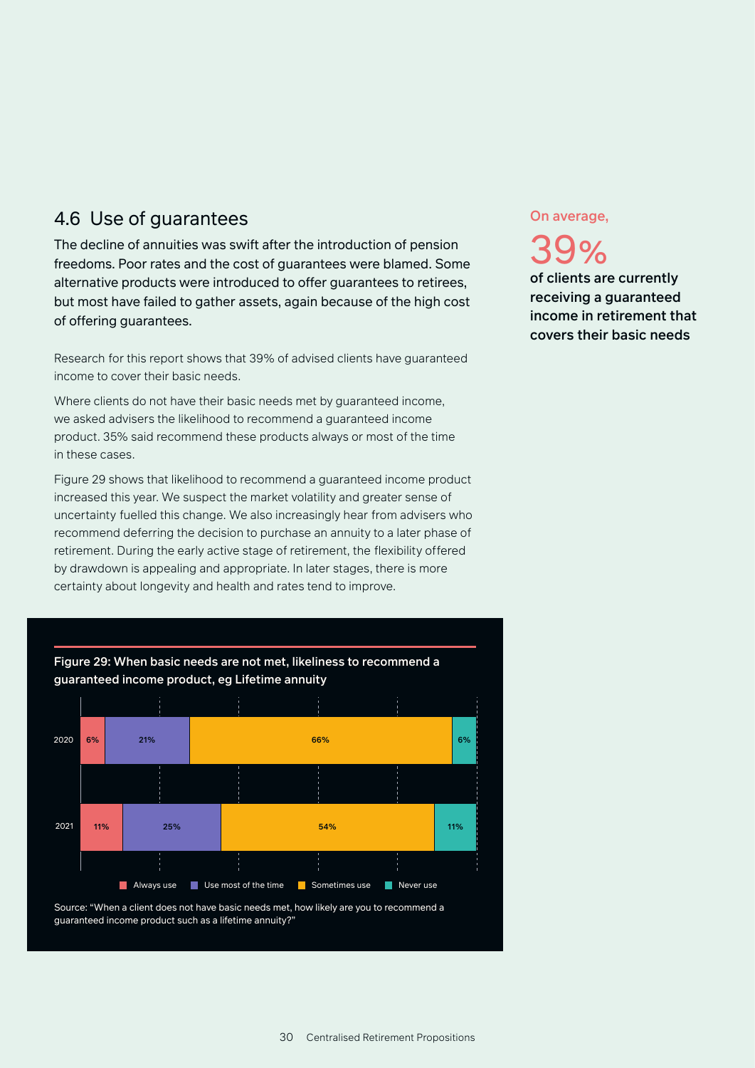## 4.6 Use of guarantees

The decline of annuities was swift after the introduction of pension freedoms. Poor rates and the cost of guarantees were blamed. Some alternative products were introduced to offer guarantees to retirees, but most have failed to gather assets, again because of the high cost of offering guarantees.

Research for this report shows that 39% of advised clients have guaranteed income to cover their basic needs.

Where clients do not have their basic needs met by guaranteed income, we asked advisers the likelihood to recommend a guaranteed income product. 35% said recommend these products always or most of the time in these cases.

Figure 29 shows that likelihood to recommend a guaranteed income product increased this year. We suspect the market volatility and greater sense of uncertainty fuelled this change. We also increasingly hear from advisers who recommend deferring the decision to purchase an annuity to a later phase of retirement. During the early active stage of retirement, the flexibility offered by drawdown is appealing and appropriate. In later stages, there is more certainty about longevity and health and rates tend to improve.

On average,

**39%**

**of clients are currently receiving a guaranteed income in retirement that covers their basic needs**

**Figure 29: When basic needs are not met, likeliness to recommend a guaranteed income product, eg Lifetime annuity**

| Year | Always use | Use most of the time | Sometimes use | Never use |
| --- | --- | --- | --- | --- |
| 2020 | 6% | 21% | 66% | 6% |
| 2021 | 11% | 25% | 54% | 11% |

Source: "When a client does not have basic needs met, how likely are you to recommend a guaranteed income product such as a lifetime annuity?"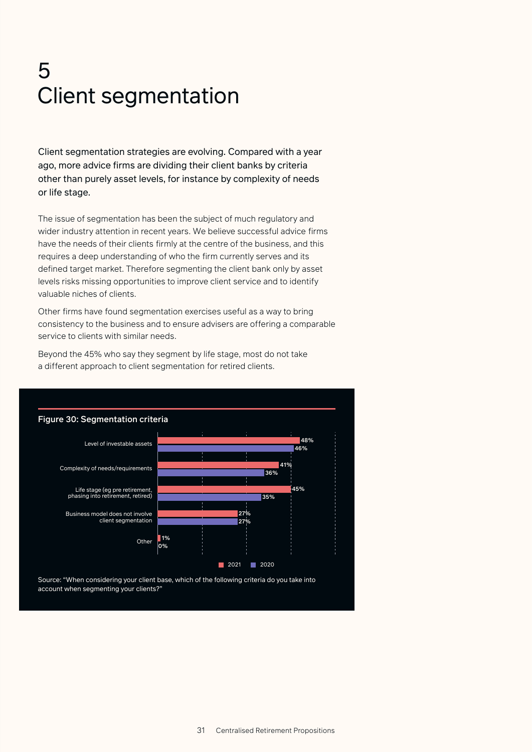# 5 Client segmentation

Client segmentation strategies are evolving. Compared with a year ago, more advice firms are dividing their client banks by criteria other than purely asset levels, for instance by complexity of needs or life stage.

The issue of segmentation has been the subject of much regulatory and wider industry attention in recent years. We believe successful advice firms have the needs of their clients firmly at the centre of the business, and this requires a deep understanding of who the firm currently serves and its defined target market. Therefore segmenting the client bank only by asset levels risks missing opportunities to improve client service and to identify valuable niches of clients.

Other firms have found segmentation exercises useful as a way to bring consistency to the business and to ensure advisers are offering a comparable service to clients with similar needs.

Beyond the 45% who say they segment by life stage, most do not take a different approach to client segmentation for retired clients.

**Figure 30: Segmentation criteria**

| Criteria | 2021 | 2020 |
|---|---|---|
| Level of investable assets | 48% | 46% |
| Complexity of needs/requirements | 41% | 36% |
| Life stage (eg pre retirement, phasing into retirement, retired) | 45% | 35% |
| Business model does not involve client segmentation | 27% | 27% |
| Other | 1% | 0% |

Source: "When considering your client base, which of the following criteria do you take into account when segmenting your clients?"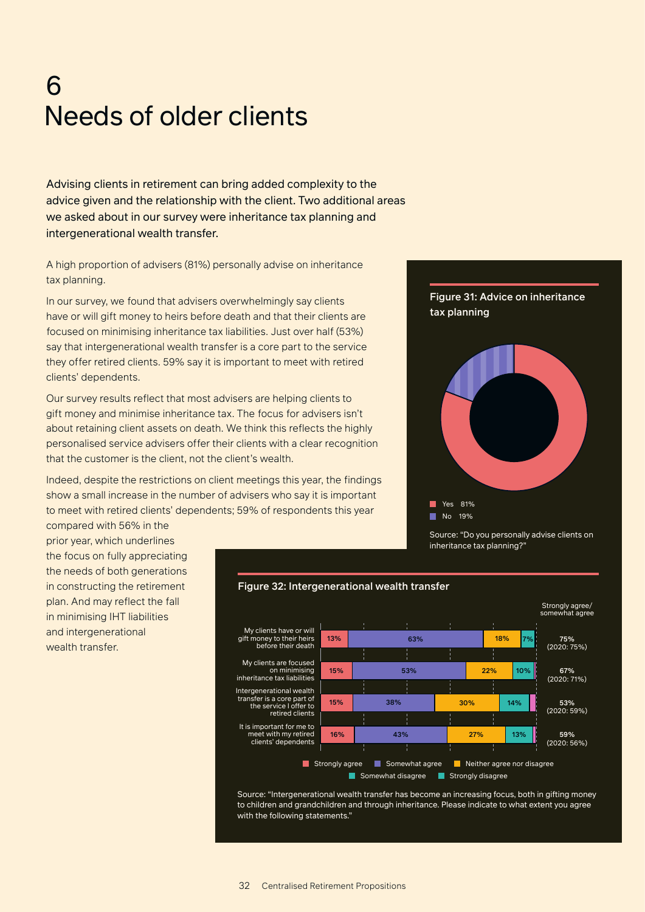# 6 Needs of older clients

Advising clients in retirement can bring added complexity to the advice given and the relationship with the client. Two additional areas we asked about in our survey were inheritance tax planning and intergenerational wealth transfer.

A high proportion of advisers (81%) personally advise on inheritance tax planning.

In our survey, we found that advisers overwhelmingly say clients have or will gift money to heirs before death and that their clients are focused on minimising inheritance tax liabilities. Just over half (53%) say that intergenerational wealth transfer is a core part to the service they offer retired clients. 59% say it is important to meet with retired clients' dependents.

Our survey results reflect that most advisers are helping clients to gift money and minimise inheritance tax. The focus for advisers isn't about retaining client assets on death. We think this reflects the highly personalised service advisers offer their clients with a clear recognition that the customer is the client, not the client's wealth.

Indeed, despite the restrictions on client meetings this year, the findings show a small increase in the number of advisers who say it is important to meet with retired clients' dependents; 59% of respondents this year compared with 56% in the prior year, which underlines the focus on fully appreciating the needs of both generations in constructing the retirement plan. And may reflect the fall in minimising IHT liabilities and intergenerational wealth transfer.

**Figure 31: Advice on inheritance tax planning**

| Response | % |
|---|---|
| Yes | 81% |
| No | 19% |

Source: "Do you personally advise clients on inheritance tax planning?"

**Figure 32: Intergenerational wealth transfer**

| Statement | Strongly agree | Somewhat agree | Neither agree nor disagree | Somewhat disagree | Strongly disagree | Strongly agree/ somewhat agree |
|---|---|---|---|---|---|---|
| My clients have or will gift money to their heirs before their death | 13% | 63% | 18% | 7% | | 75% (2020: 75%) |
| My clients are focused on minimising inheritance tax liabilities | 15% | 53% | 22% | 10% | | 67% (2020: 71%) |
| Intergenerational wealth transfer is a core part of the service I offer to retired clients | 15% | 38% | 30% | 14% | | 53% (2020: 59%) |
| It is important for me to meet with my retired clients' dependents | 16% | 43% | 27% | 13% | | 59% (2020: 56%) |

Source: "Intergenerational wealth transfer has become an increasing focus, both in gifting money to children and grandchildren and through inheritance. Please indicate to what extent you agree with the following statements."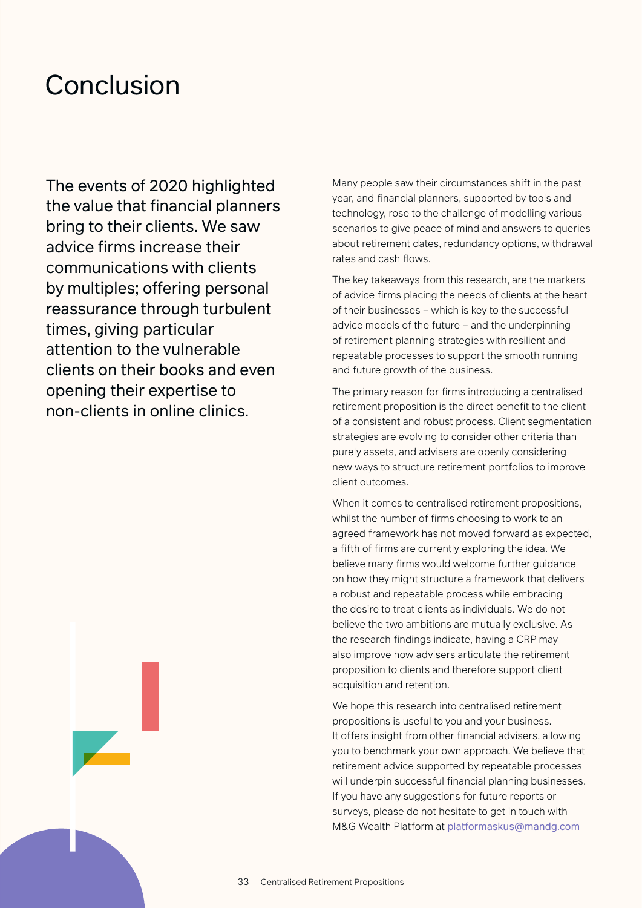# Conclusion

The events of 2020 highlighted the value that financial planners bring to their clients. We saw advice firms increase their communications with clients by multiples; offering personal reassurance through turbulent times, giving particular attention to the vulnerable clients on their books and even opening their expertise to non-clients in online clinics.

Many people saw their circumstances shift in the past year, and financial planners, supported by tools and technology, rose to the challenge of modelling various scenarios to give peace of mind and answers to queries about retirement dates, redundancy options, withdrawal rates and cash flows.

The key takeaways from this research, are the markers of advice firms placing the needs of clients at the heart of their businesses – which is key to the successful advice models of the future – and the underpinning of retirement planning strategies with resilient and repeatable processes to support the smooth running and future growth of the business.

The primary reason for firms introducing a centralised retirement proposition is the direct benefit to the client of a consistent and robust process. Client segmentation strategies are evolving to consider other criteria than purely assets, and advisers are openly considering new ways to structure retirement portfolios to improve client outcomes.

When it comes to centralised retirement propositions, whilst the number of firms choosing to work to an agreed framework has not moved forward as expected, a fifth of firms are currently exploring the idea. We believe many firms would welcome further guidance on how they might structure a framework that delivers a robust and repeatable process while embracing the desire to treat clients as individuals. We do not believe the two ambitions are mutually exclusive. As the research findings indicate, having a CRP may also improve how advisers articulate the retirement proposition to clients and therefore support client acquisition and retention.

We hope this research into centralised retirement propositions is useful to you and your business. It offers insight from other financial advisers, allowing you to benchmark your own approach. We believe that retirement advice supported by repeatable processes will underpin successful financial planning businesses. If you have any suggestions for future reports or surveys, please do not hesitate to get in touch with M&G Wealth Platform at platformaskus@mandg.com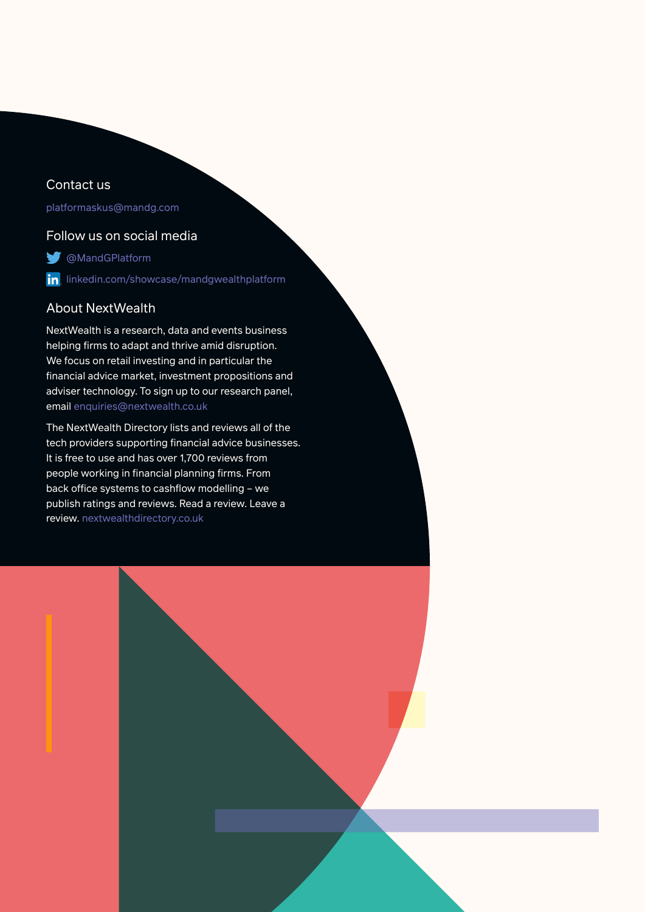## Contact us

platformaskus@mandg.com

## Follow us on social media

@MandGPlatform

linkedin.com/showcase/mandgwealthplatform

## About NextWealth

NextWealth is a research, data and events business helping firms to adapt and thrive amid disruption. We focus on retail investing and in particular the financial advice market, investment propositions and adviser technology. To sign up to our research panel, email enquiries@nextwealth.co.uk

The NextWealth Directory lists and reviews all of the tech providers supporting financial advice businesses. It is free to use and has over 1,700 reviews from people working in financial planning firms. From back office systems to cashflow modelling – we publish ratings and reviews. Read a review. Leave a review. nextwealthdirectory.co.uk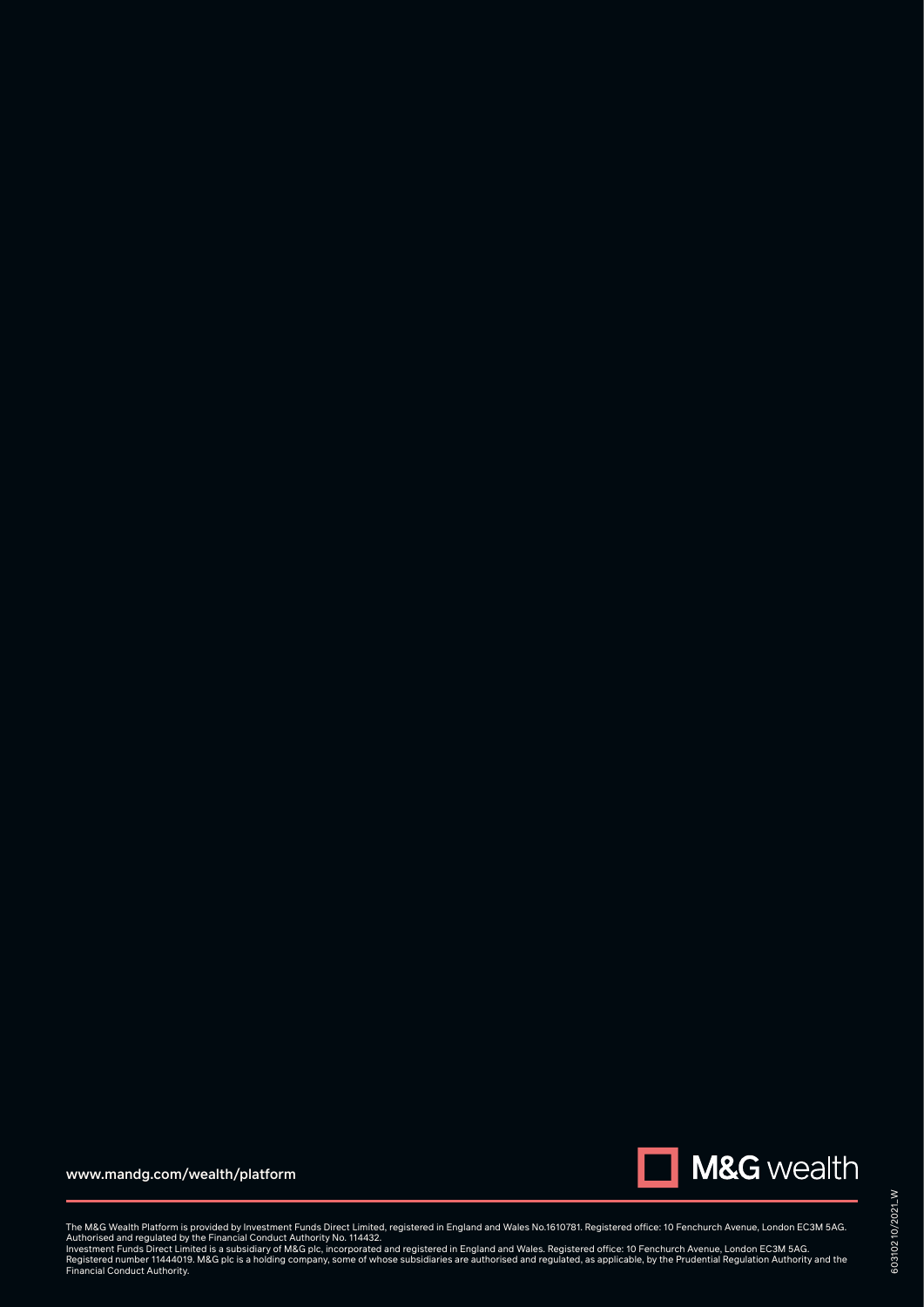www.mandg.com/wealth/platform

M&G wealth

The M&G Wealth Platform is provided by Investment Funds Direct Limited, registered in England and Wales No.1610781. Registered office: 10 Fenchurch Avenue, London EC3M 5AG. Authorised and regulated by the Financial Conduct Authority No. 114432.
Investment Funds Direct Limited is a subsidiary of M&G plc, incorporated and registered in England and Wales. Registered office: 10 Fenchurch Avenue, London EC3M 5AG. Registered number 11444019. M&G plc is a holding company, some of whose subsidiaries are authorised and regulated, as applicable, by the Prudential Regulation Authority and the Financial Conduct Authority.

603102 10/2021_W